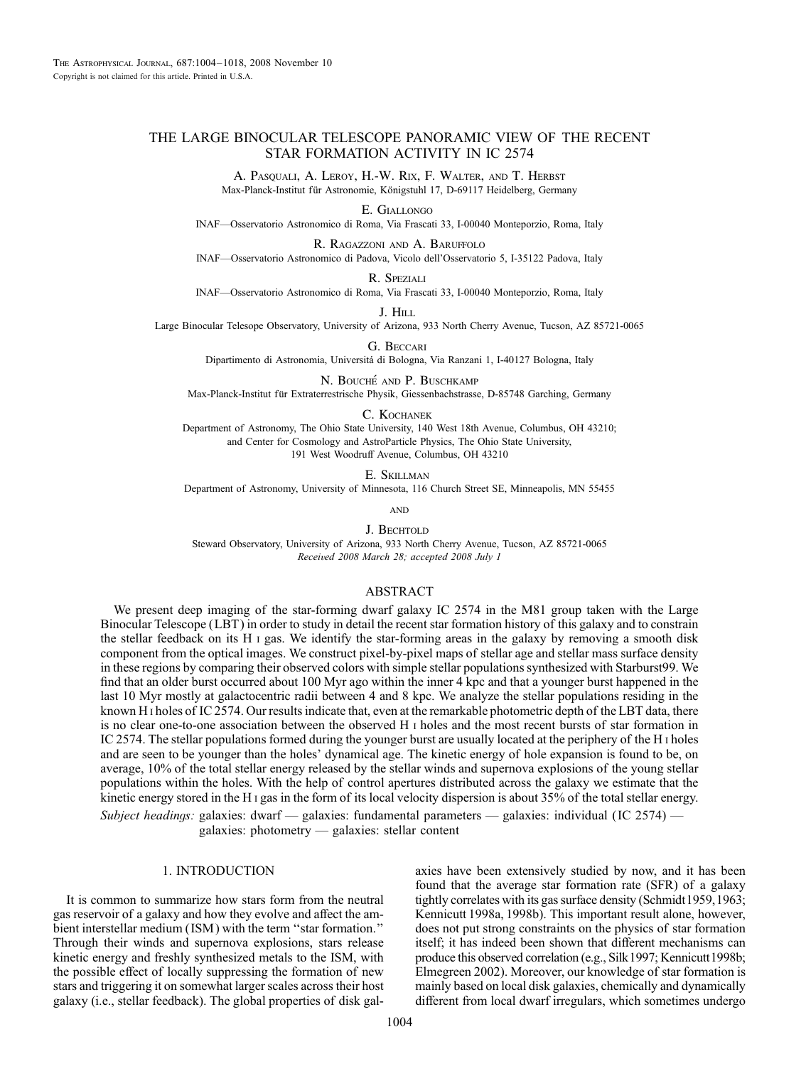# THE LARGE BINOCULAR TELESCOPE PANORAMIC VIEW OF THE RECENT STAR FORMATION ACTIVITY IN IC 2574

A. Pasquali, A. Leroy, H.-W. Rix, F. Walter, and T. Herbst
Max-Planck-Institut für Astronomie, Königstuhl 17, D-69117 Heidelberg, Germany

E. Giallongo
INAF—Osservatorio Astronomico di Roma, Via Frascati 33, I-00040 Monteporzio, Roma, Italy

R. Ragazzoni and A. Baruffolo
INAF—Osservatorio Astronomico di Padova, Vicolo dell'Osservatorio 5, I-35122 Padova, Italy

R. Speziali
INAF—Osservatorio Astronomico di Roma, Via Frascati 33, I-00040 Monteporzio, Roma, Italy

J. Hill
Large Binocular Telesope Observatory, University of Arizona, 933 North Cherry Avenue, Tucson, AZ 85721-0065

G. Beccari
Dipartimento di Astronomia, Universitá di Bologna, Via Ranzani 1, I-40127 Bologna, Italy

N. Bouché and P. Buschkamp
Max-Planck-Institut für Extraterrestrische Physik, Giessenbachstrasse, D-85748 Garching, Germany

C. Kochanek
Department of Astronomy, The Ohio State University, 140 West 18th Avenue, Columbus, OH 43210;
and Center for Cosmology and AstroParticle Physics, The Ohio State University,
191 West Woodruff Avenue, Columbus, OH 43210

E. Skillman
Department of Astronomy, University of Minnesota, 116 Church Street SE, Minneapolis, MN 55455

and

J. Bechtold
Steward Observatory, University of Arizona, 933 North Cherry Avenue, Tucson, AZ 85721-0065
*Received 2008 March 28; accepted 2008 July 1*

## ABSTRACT

We present deep imaging of the star-forming dwarf galaxy IC 2574 in the M81 group taken with the Large Binocular Telescope (LBT) in order to study in detail the recent star formation history of this galaxy and to constrain the stellar feedback on its H I gas. We identify the star-forming areas in the galaxy by removing a smooth disk component from the optical images. We construct pixel-by-pixel maps of stellar age and stellar mass surface density in these regions by comparing their observed colors with simple stellar populations synthesized with Starburst99. We find that an older burst occurred about 100 Myr ago within the inner 4 kpc and that a younger burst happened in the last 10 Myr mostly at galactocentric radii between 4 and 8 kpc. We analyze the stellar populations residing in the known H I holes of IC 2574. Our results indicate that, even at the remarkable photometric depth of the LBT data, there is no clear one-to-one association between the observed H I holes and the most recent bursts of star formation in IC 2574. The stellar populations formed during the younger burst are usually located at the periphery of the H I holes and are seen to be younger than the holes' dynamical age. The kinetic energy of hole expansion is found to be, on average, 10% of the total stellar energy released by the stellar winds and supernova explosions of the young stellar populations within the holes. With the help of control apertures distributed across the galaxy we estimate that the kinetic energy stored in the H I gas in the form of its local velocity dispersion is about 35% of the total stellar energy.

*Subject headings:* galaxies: dwarf — galaxies: fundamental parameters — galaxies: individual (IC 2574) — galaxies: photometry — galaxies: stellar content

## 1. INTRODUCTION

It is common to summarize how stars form from the neutral gas reservoir of a galaxy and how they evolve and affect the ambient interstellar medium (ISM) with the term "star formation." Through their winds and supernova explosions, stars release kinetic energy and freshly synthesized metals to the ISM, with the possible effect of locally suppressing the formation of new stars and triggering it on somewhat larger scales across their host galaxy (i.e., stellar feedback). The global properties of disk galaxies have been extensively studied by now, and it has been found that the average star formation rate (SFR) of a galaxy tightly correlates with its gas surface density (Schmidt1959,1963; Kennicutt 1998a, 1998b). This important result alone, however, does not put strong constraints on the physics of star formation itself; it has indeed been shown that different mechanisms can produce this observed correlation (e.g., Silk1997; Kennicutt1998b; Elmegreen 2002). Moreover, our knowledge of star formation is mainly based on local disk galaxies, chemically and dynamically different from local dwarf irregulars, which sometimes undergo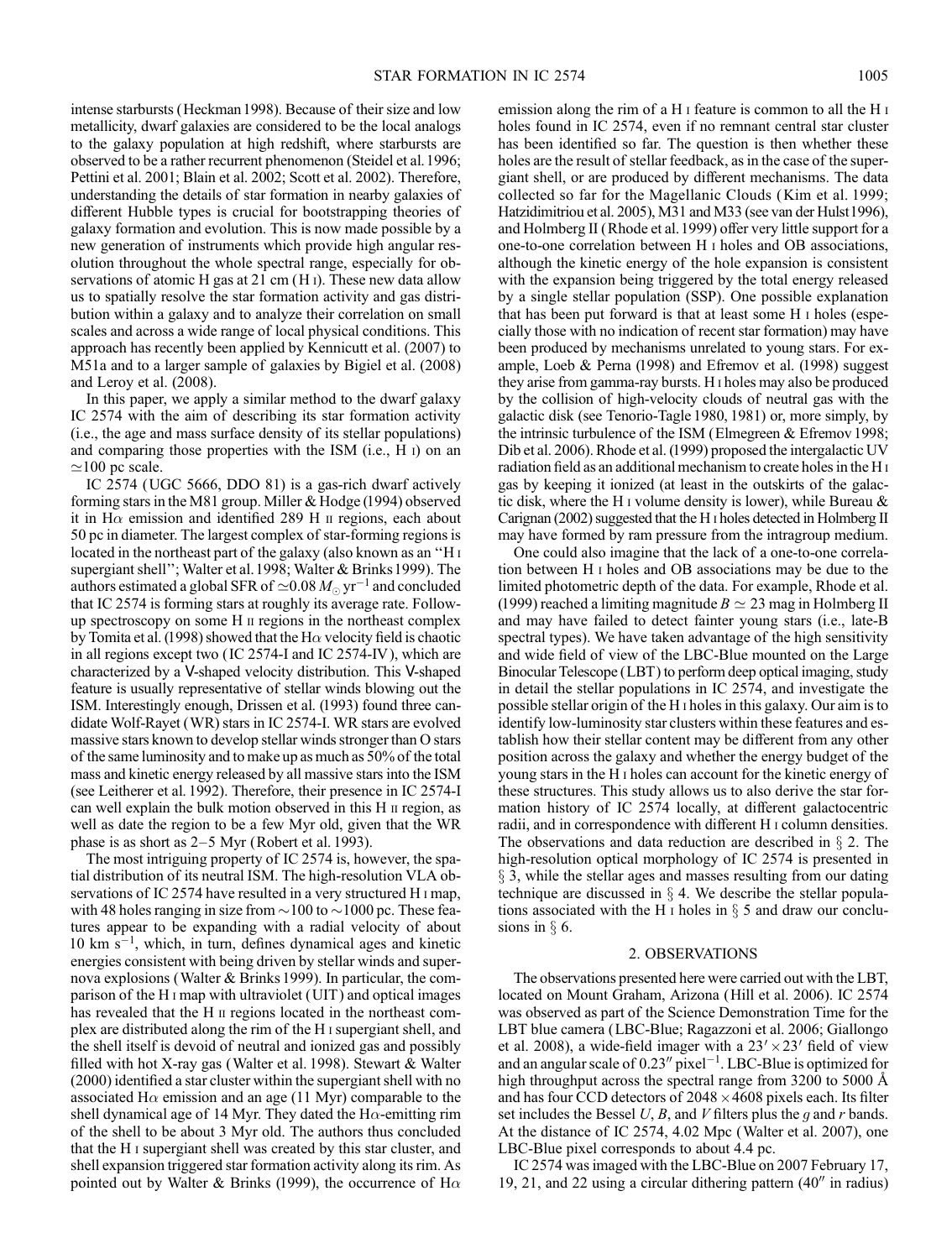intense starbursts (Heckman 1998). Because of their size and low metallicity, dwarf galaxies are considered to be the local analogs to the galaxy population at high redshift, where starbursts are observed to be a rather recurrent phenomenon (Steidel et al. 1996; Pettini et al. 2001; Blain et al. 2002; Scott et al. 2002). Therefore, understanding the details of star formation in nearby galaxies of different Hubble types is crucial for bootstrapping theories of galaxy formation and evolution. This is now made possible by a new generation of instruments which provide high angular resolution throughout the whole spectral range, especially for observations of atomic H gas at 21 cm (H I). These new data allow us to spatially resolve the star formation activity and gas distribution within a galaxy and to analyze their correlation on small scales and across a wide range of local physical conditions. This approach has recently been applied by Kennicutt et al. (2007) to M51a and to a larger sample of galaxies by Bigiel et al. (2008) and Leroy et al. (2008).

In this paper, we apply a similar method to the dwarf galaxy IC 2574 with the aim of describing its star formation activity (i.e., the age and mass surface density of its stellar populations) and comparing those properties with the ISM (i.e., H I) on an $\simeq$100 pc scale.

IC 2574 (UGC 5666, DDO 81) is a gas-rich dwarf actively forming stars in the M81 group. Miller & Hodge (1994) observed it in H$\alpha$ emission and identified 289 H II regions, each about 50 pc in diameter. The largest complex of star-forming regions is located in the northeast part of the galaxy (also known as an "H I supergiant shell"; Walter et al. 1998; Walter & Brinks 1999). The authors estimated a global SFR of $\simeq 0.08\,M_\odot\ \mathrm{yr}^{-1}$ and concluded that IC 2574 is forming stars at roughly its average rate. Follow-up spectroscopy on some H II regions in the northeast complex by Tomita et al. (1998) showed that the H$\alpha$ velocity field is chaotic in all regions except two (IC 2574-I and IC 2574-IV), which are characterized by a V-shaped velocity distribution. This V-shaped feature is usually representative of stellar winds blowing out the ISM. Interestingly enough, Drissen et al. (1993) found three candidate Wolf-Rayet (WR) stars in IC 2574-I. WR stars are evolved massive stars known to develop stellar winds stronger than O stars of the same luminosity and to make up as much as 50% of the total mass and kinetic energy released by all massive stars into the ISM (see Leitherer et al. 1992). Therefore, their presence in IC 2574-I can well explain the bulk motion observed in this H II region, as well as date the region to be a few Myr old, given that the WR phase is as short as 2–5 Myr (Robert et al. 1993).

The most intriguing property of IC 2574 is, however, the spatial distribution of its neutral ISM. The high-resolution VLA observations of IC 2574 have resulted in a very structured H I map, with 48 holes ranging in size from ~100 to ~1000 pc. These features appear to be expanding with a radial velocity of about 10 km s$^{-1}$, which, in turn, defines dynamical ages and kinetic energies consistent with being driven by stellar winds and supernova explosions (Walter & Brinks 1999). In particular, the comparison of the H I map with ultraviolet (UIT) and optical images has revealed that the H II regions located in the northeast complex are distributed along the rim of the H I supergiant shell, and the shell itself is devoid of neutral and ionized gas and possibly filled with hot X-ray gas (Walter et al. 1998). Stewart & Walter (2000) identified a star cluster within the supergiant shell with no associated H$\alpha$ emission and an age (11 Myr) comparable to the shell dynamical age of 14 Myr. They dated the H$\alpha$-emitting rim of the shell to be about 3 Myr old. The authors thus concluded that the H I supergiant shell was created by this star cluster, and shell expansion triggered star formation activity along its rim. As pointed out by Walter & Brinks (1999), the occurrence of H$\alpha$ emission along the rim of a H I feature is common to all the H I holes found in IC 2574, even if no remnant central star cluster has been identified so far. The question is then whether these holes are the result of stellar feedback, as in the case of the supergiant shell, or are produced by different mechanisms. The data collected so far for the Magellanic Clouds (Kim et al. 1999; Hatzidimitriou et al. 2005), M31 and M33 (see van der Hulst 1996), and Holmberg II (Rhode et al. 1999) offer very little support for a one-to-one correlation between H I holes and OB associations, although the kinetic energy of the hole expansion is consistent with the expansion being triggered by the total energy released by a single stellar population (SSP). One possible explanation that has been put forward is that at least some H I holes (especially those with no indication of recent star formation) may have been produced by mechanisms unrelated to young stars. For example, Loeb & Perna (1998) and Efremov et al. (1998) suggest they arise from gamma-ray bursts. H I holes may also be produced by the collision of high-velocity clouds of neutral gas with the galactic disk (see Tenorio-Tagle 1980, 1981) or, more simply, by the intrinsic turbulence of the ISM (Elmegreen & Efremov 1998; Dib et al. 2006). Rhode et al. (1999) proposed the intergalactic UV radiation field as an additional mechanism to create holes in the H I gas by keeping it ionized (at least in the outskirts of the galactic disk, where the H I volume density is lower), while Bureau & Carignan (2002) suggested that the H I holes detected in Holmberg II may have formed by ram pressure from the intragroup medium.

One could also imagine that the lack of a one-to-one correlation between H I holes and OB associations may be due to the limited photometric depth of the data. For example, Rhode et al. (1999) reached a limiting magnitude $B \simeq 23$ mag in Holmberg II and may have failed to detect fainter young stars (i.e., late-B spectral types). We have taken advantage of the high sensitivity and wide field of view of the LBC-Blue mounted on the Large Binocular Telescope (LBT) to perform deep optical imaging, study in detail the stellar populations in IC 2574, and investigate the possible stellar origin of the H I holes in this galaxy. Our aim is to identify low-luminosity star clusters within these features and establish how their stellar content may be different from any other position across the galaxy and whether the energy budget of the young stars in the H I holes can account for the kinetic energy of these structures. This study allows us to also derive the star formation history of IC 2574 locally, at different galactocentric radii, and in correspondence with different H I column densities. The observations and data reduction are described in § 2. The high-resolution optical morphology of IC 2574 is presented in § 3, while the stellar ages and masses resulting from our dating technique are discussed in § 4. We describe the stellar populations associated with the H I holes in § 5 and draw our conclusions in § 6.

## 2. OBSERVATIONS

The observations presented here were carried out with the LBT, located on Mount Graham, Arizona (Hill et al. 2006). IC 2574 was observed as part of the Science Demonstration Time for the LBT blue camera (LBC-Blue; Ragazzoni et al. 2006; Giallongo et al. 2008), a wide-field imager with a $23' \times 23'$ field of view and an angular scale of $0.23''$ pixel$^{-1}$. LBC-Blue is optimized for high throughput across the spectral range from 3200 to 5000 Å and has four CCD detectors of $2048 \times 4608$ pixels each. Its filter set includes the Bessel $U$, $B$, and $V$ filters plus the $g$ and $r$ bands. At the distance of IC 2574, 4.02 Mpc (Walter et al. 2007), one LBC-Blue pixel corresponds to about 4.4 pc.

IC 2574 was imaged with the LBC-Blue on 2007 February 17, 19, 21, and 22 using a circular dithering pattern ($40''$ in radius)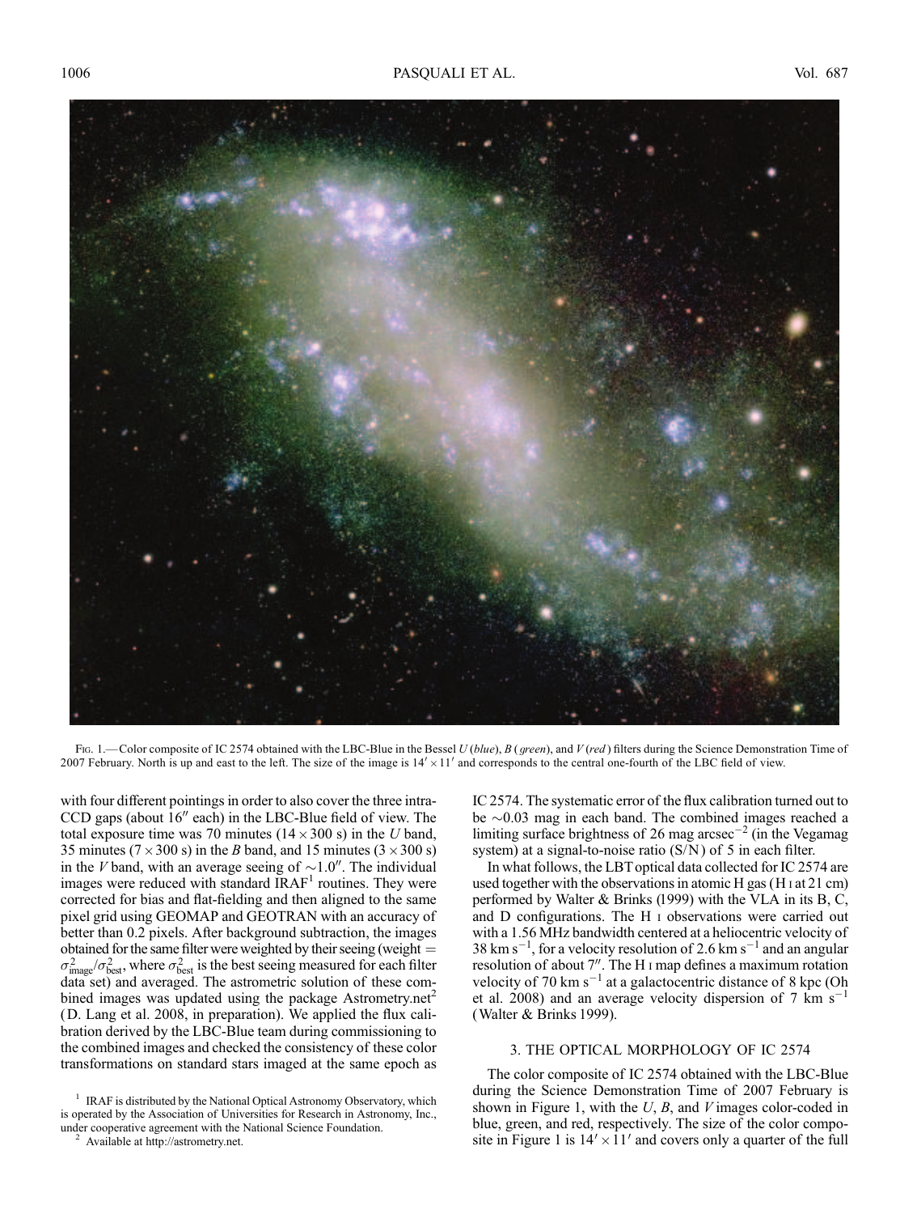Fig. 1.—Color composite of IC 2574 obtained with the LBC-Blue in the Bessel *U* (*blue*), *B* (*green*), and *V* (*red*) filters during the Science Demonstration Time of 2007 February. North is up and east to the left. The size of the image is $14' \times 11'$ and corresponds to the central one-fourth of the LBC field of view.

with four different pointings in order to also cover the three intra-CCD gaps (about 16″ each) in the LBC-Blue field of view. The total exposure time was 70 minutes ($14 \times 300$ s) in the *U* band, 35 minutes ($7 \times 300$ s) in the *B* band, and 15 minutes ($3 \times 300$ s) in the *V* band, with an average seeing of $\sim$1.0″. The individual images were reduced with standard IRAF[1] routines. They were corrected for bias and flat-fielding and then aligned to the same pixel grid using GEOMAP and GEOTRAN with an accuracy of better than 0.2 pixels. After background subtraction, the images obtained for the same filter were weighted by their seeing (weight $= \sigma^2_{\rm image}/\sigma^2_{\rm best}$, where $\sigma^2_{\rm best}$ is the best seeing measured for each filter data set) and averaged. The astrometric solution of these combined images was updated using the package Astrometry.net[2] (D. Lang et al. 2008, in preparation). We applied the flux calibration derived by the LBC-Blue team during commissioning to the combined images and checked the consistency of these color transformations on standard stars imaged at the same epoch as IC 2574. The systematic error of the flux calibration turned out to be $\sim$0.03 mag in each band. The combined images reached a limiting surface brightness of 26 mag arcsec$^{-2}$ (in the Vegamag system) at a signal-to-noise ratio (S/N) of 5 in each filter.

In what follows, the LBT optical data collected for IC 2574 are used together with the observations in atomic H gas (H I at 21 cm) performed by Walter & Brinks (1999) with the VLA in its B, C, and D configurations. The H I observations were carried out with a 1.56 MHz bandwidth centered at a heliocentric velocity of 38 km s$^{-1}$, for a velocity resolution of 2.6 km s$^{-1}$ and an angular resolution of about 7″. The H I map defines a maximum rotation velocity of 70 km s$^{-1}$ at a galactocentric distance of 8 kpc (Oh et al. 2008) and an average velocity dispersion of 7 km s$^{-1}$ (Walter & Brinks 1999).

## 3. THE OPTICAL MORPHOLOGY OF IC 2574

The color composite of IC 2574 obtained with the LBC-Blue during the Science Demonstration Time of 2007 February is shown in Figure 1, with the *U*, *B*, and *V* images color-coded in blue, green, and red, respectively. The size of the color composite in Figure 1 is $14' \times 11'$ and covers only a quarter of the full

[1] IRAF is distributed by the National Optical Astronomy Observatory, which is operated by the Association of Universities for Research in Astronomy, Inc., under cooperative agreement with the National Science Foundation.

[2] Available at http://astrometry.net.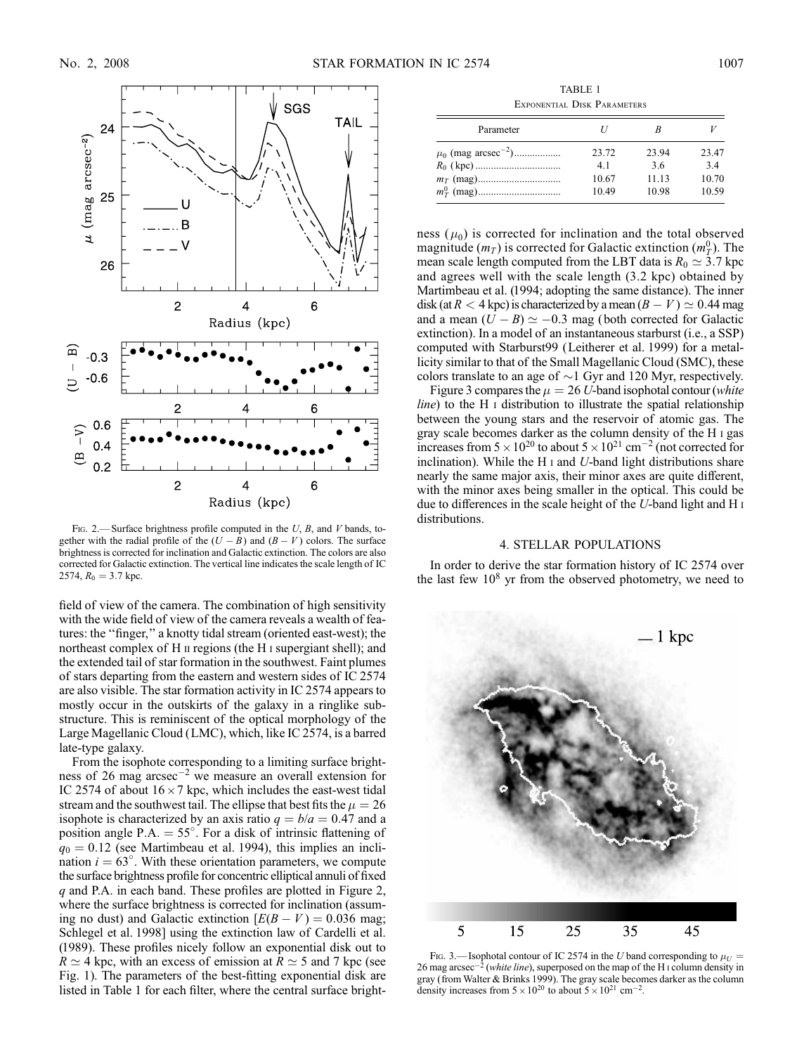Fig. 2.— Surface brightness profile computed in the $U$, $B$, and $V$ bands, together with the radial profile of the $(U - B)$ and $(B - V)$ colors. The surface brightness is corrected for inclination and Galactic extinction. The colors are also corrected for Galactic extinction. The vertical line indicates the scale length of IC 2574, $R_0 = 3.7$ kpc.

field of view of the camera. The combination of high sensitivity with the wide field of view of the camera reveals a wealth of features: the "finger," a knotty tidal stream (oriented east-west); the northeast complex of H II regions (the H I supergiant shell); and the extended tail of star formation in the southwest. Faint plumes of stars departing from the eastern and western sides of IC 2574 are also visible. The star formation activity in IC 2574 appears to mostly occur in the outskirts of the galaxy in a ringlike substructure. This is reminiscent of the optical morphology of the Large Magellanic Cloud (LMC), which, like IC 2574, is a barred late-type galaxy.

From the isophote corresponding to a limiting surface brightness of 26 mag arcsec$^{-2}$ we measure an overall extension for IC 2574 of about $16 \times 7$ kpc, which includes the east-west tidal stream and the southwest tail. The ellipse that best fits the $\mu = 26$ isophote is characterized by an axis ratio $q = b/a = 0.47$ and a position angle P.A. $= 55°$. For a disk of intrinsic flattening of $q_0 = 0.12$ (see Martimbeau et al. 1994), this implies an inclination $i = 63°$. With these orientation parameters, we compute the surface brightness profile for concentric elliptical annuli of fixed $q$ and P.A. in each band. These profiles are plotted in Figure 2, where the surface brightness is corrected for inclination (assuming no dust) and Galactic extinction [$E(B - V) = 0.036$ mag; Schlegel et al. 1998] using the extinction law of Cardelli et al. (1989). These profiles nicely follow an exponential disk out to $R \simeq 4$ kpc, with an excess of emission at $R \simeq 5$ and 7 kpc (see Fig. 1). The parameters of the best-fitting exponential disk are listed in Table 1 for each filter, where the central surface brightness ($\mu_0$) is corrected for inclination and the total observed magnitude ($m_T$) is corrected for Galactic extinction ($m_T^0$). The mean scale length computed from the LBT data is $R_0 \simeq 3.7$ kpc and agrees well with the scale length (3.2 kpc) obtained by Martimbeau et al. (1994; adopting the same distance). The inner disk (at $R < 4$ kpc) is characterized by a mean $(B - V) \simeq 0.44$ mag and a mean $(U - B) \simeq -0.3$ mag (both corrected for Galactic extinction). In a model of an instantaneous starburst (i.e., a SSP) computed with Starburst99 (Leitherer et al. 1999) for a metallicity similar to that of the Small Magellanic Cloud (SMC), these colors translate to an age of $\sim$1 Gyr and 120 Myr, respectively.

TABLE 1
Exponential Disk Parameters

| Parameter | $U$ | $B$ | $V$ |
|---|---|---|---|
| $\mu_0$ (mag arcsec$^{-2}$) | 23.72 | 23.94 | 23.47 |
| $R_0$ (kpc) | 4.1 | 3.6 | 3.4 |
| $m_T$ (mag) | 10.67 | 11.13 | 10.70 |
| $m_T^0$ (mag) | 10.49 | 10.98 | 10.59 |

Figure 3 compares the $\mu = 26$ $U$-band isophotal contour (*white line*) to the H I distribution to illustrate the spatial relationship between the young stars and the reservoir of atomic gas. The gray scale becomes darker as the column density of the H I gas increases from $5 \times 10^{20}$ to about $5 \times 10^{21}$ cm$^{-2}$ (not corrected for inclination). While the H I and $U$-band light distributions share nearly the same major axis, their minor axes are quite different, with the minor axes being smaller in the optical. This could be due to differences in the scale height of the $U$-band light and H I distributions.

## 4. STELLAR POPULATIONS

In order to derive the star formation history of IC 2574 over the last few $10^8$ yr from the observed photometry, we need to

Fig. 3.— Isophotal contour of IC 2574 in the $U$ band corresponding to $\mu_U = 26$ mag arcsec$^{-2}$ (*white line*), superposed on the map of the H I column density in gray (from Walter & Brinks 1999). The gray scale becomes darker as the column density increases from $5 \times 10^{20}$ to about $5 \times 10^{21}$ cm$^{-2}$.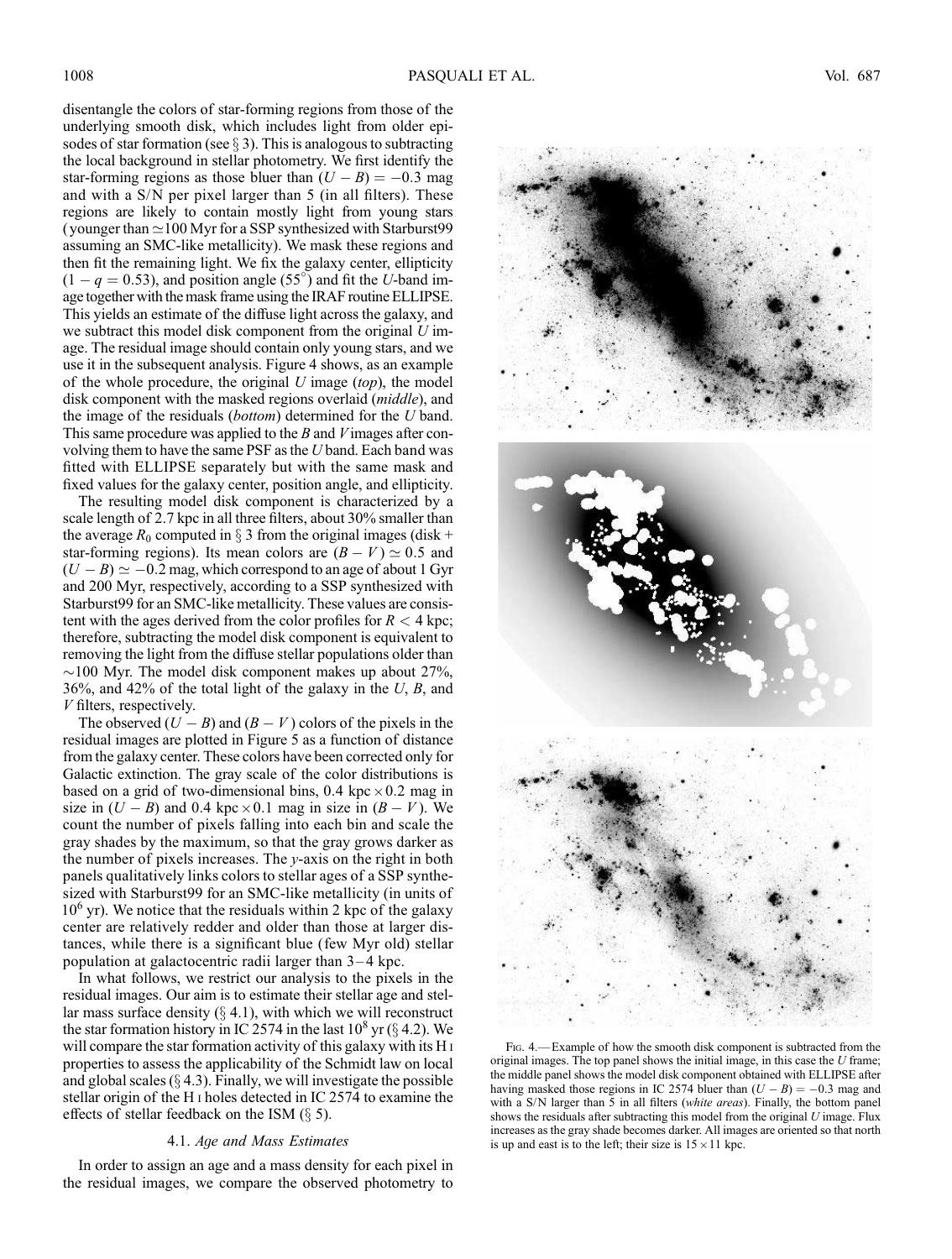disentangle the colors of star-forming regions from those of the underlying smooth disk, which includes light from older episodes of star formation (see § 3). This is analogous to subtracting the local background in stellar photometry. We first identify the star-forming regions as those bluer than $(U - B) = -0.3$ mag and with a S/N per pixel larger than 5 (in all filters). These regions are likely to contain mostly light from young stars (younger than $\simeq$100 Myr for a SSP synthesized with Starburst99 assuming an SMC-like metallicity). We mask these regions and then fit the remaining light. We fix the galaxy center, ellipticity $(1 - q = 0.53)$, and position angle (55°) and fit the $U$-band image together with the mask frame using the IRAF routine ELLIPSE. This yields an estimate of the diffuse light across the galaxy, and we subtract this model disk component from the original $U$ image. The residual image should contain only young stars, and we use it in the subsequent analysis. Figure 4 shows, as an example of the whole procedure, the original $U$ image (*top*), the model disk component with the masked regions overlaid (*middle*), and the image of the residuals (*bottom*) determined for the $U$ band. This same procedure was applied to the $B$ and $V$ images after convolving them to have the same PSF as the $U$ band. Each band was fitted with ELLIPSE separately but with the same mask and fixed values for the galaxy center, position angle, and ellipticity.

The resulting model disk component is characterized by a scale length of 2.7 kpc in all three filters, about 30% smaller than the average $R_0$ computed in § 3 from the original images (disk + star-forming regions). Its mean colors are $(B - V) \simeq 0.5$ and $(U - B) \simeq -0.2$ mag, which correspond to an age of about 1 Gyr and 200 Myr, respectively, according to a SSP synthesized with Starburst99 for an SMC-like metallicity. These values are consistent with the ages derived from the color profiles for $R < 4$ kpc; therefore, subtracting the model disk component is equivalent to removing the light from the diffuse stellar populations older than $\sim$100 Myr. The model disk component makes up about 27%, 36%, and 42% of the total light of the galaxy in the $U$, $B$, and $V$ filters, respectively.

The observed $(U - B)$ and $(B - V)$ colors of the pixels in the residual images are plotted in Figure 5 as a function of distance from the galaxy center. These colors have been corrected only for Galactic extinction. The gray scale of the color distributions is based on a grid of two-dimensional bins, 0.4 kpc $\times$ 0.2 mag in size in $(U - B)$ and 0.4 kpc $\times$ 0.1 mag in size in $(B - V)$. We count the number of pixels falling into each bin and scale the gray shades by the maximum, so that the gray grows darker as the number of pixels increases. The $y$-axis on the right in both panels qualitatively links colors to stellar ages of a SSP synthesized with Starburst99 for an SMC-like metallicity (in units of $10^6$ yr). We notice that the residuals within 2 kpc of the galaxy center are relatively redder and older than those at larger distances, while there is a significant blue (few Myr old) stellar population at galactocentric radii larger than 3–4 kpc.

In what follows, we restrict our analysis to the pixels in the residual images. Our aim is to estimate their stellar age and stellar mass surface density (§ 4.1), with which we will reconstruct the star formation history in IC 2574 in the last $10^8$ yr (§ 4.2). We will compare the star formation activity of this galaxy with its H I properties to assess the applicability of the Schmidt law on local and global scales (§ 4.3). Finally, we will investigate the possible stellar origin of the H I holes detected in IC 2574 to examine the effects of stellar feedback on the ISM (§ 5).

### 4.1. *Age and Mass Estimates*

In order to assign an age and a mass density for each pixel in the residual images, we compare the observed photometry to

Fig. 4.—Example of how the smooth disk component is subtracted from the original images. The top panel shows the initial image, in this case the $U$ frame; the middle panel shows the model disk component obtained with ELLIPSE after having masked those regions in IC 2574 bluer than $(U - B) = -0.3$ mag and with a S/N larger than 5 in all filters (*white areas*). Finally, the bottom panel shows the residuals after subtracting this model from the original $U$ image. Flux increases as the gray shade becomes darker. All images are oriented so that north is up and east is to the left; their size is $15 \times 11$ kpc.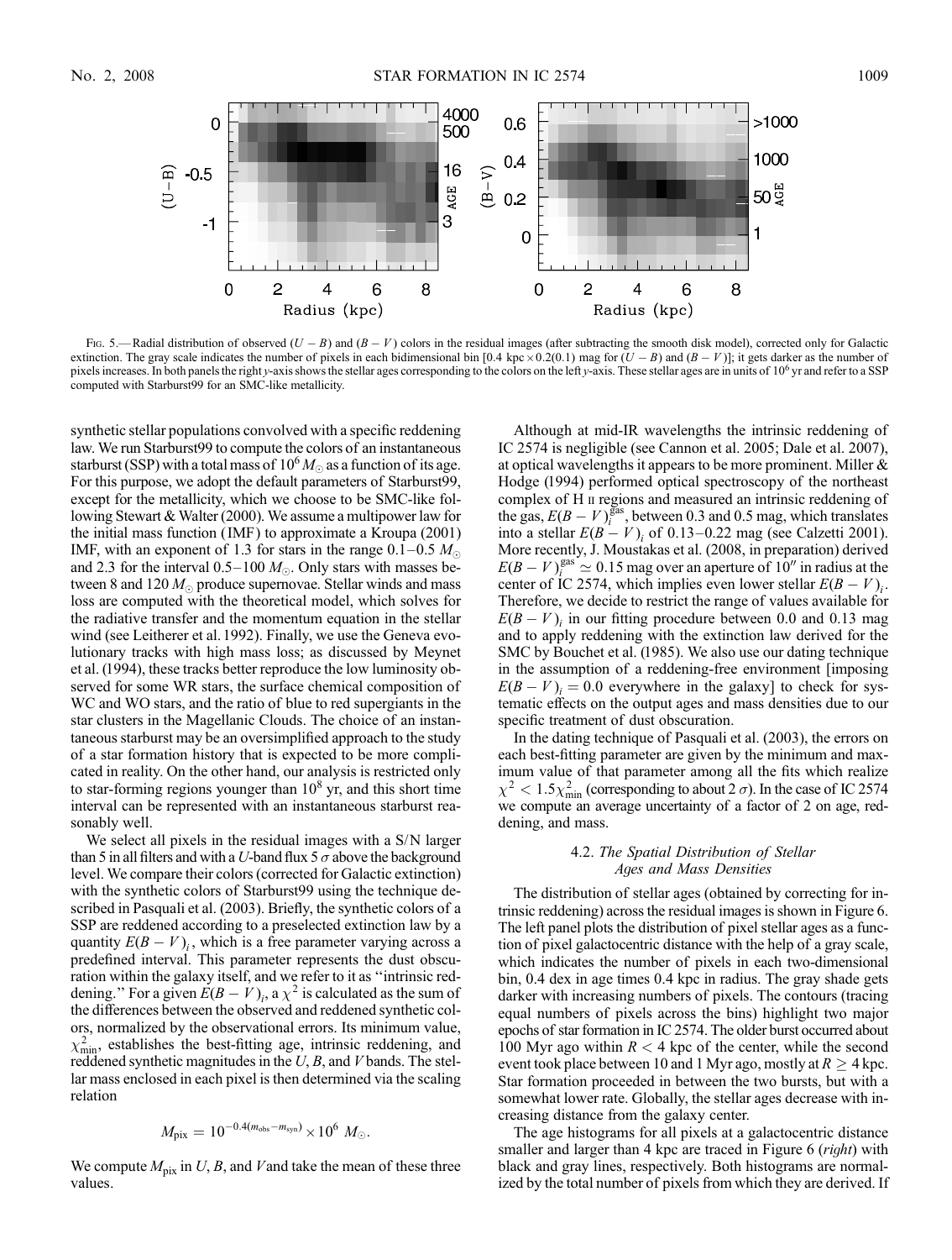Fig. 5.—Radial distribution of observed $(U-B)$ and $(B-V)$ colors in the residual images (after subtracting the smooth disk model), corrected only for Galactic extinction. The gray scale indicates the number of pixels in each bidimensional bin [0.4 kpc $\times$ 0.2(0.1) mag for $(U-B)$ and $(B-V)$]; it gets darker as the number of pixels increases. In both panels the right $y$-axis shows the stellar ages corresponding to the colors on the left $y$-axis. These stellar ages are in units of $10^6$ yr and refer to a SSP computed with Starburst99 for an SMC-like metallicity.

synthetic stellar populations convolved with a specific reddening law. We run Starburst99 to compute the colors of an instantaneous starburst (SSP) with a total mass of $10^6\,M_\odot$ as a function of its age. For this purpose, we adopt the default parameters of Starburst99, except for the metallicity, which we choose to be SMC-like following Stewart & Walter (2000). We assume a multipower law for the initial mass function (IMF) to approximate a Kroupa (2001) IMF, with an exponent of 1.3 for stars in the range 0.1–0.5 $M_\odot$ and 2.3 for the interval 0.5–100 $M_\odot$. Only stars with masses between 8 and 120 $M_\odot$ produce supernovae. Stellar winds and mass loss are computed with the theoretical model, which solves for the radiative transfer and the momentum equation in the stellar wind (see Leitherer et al. 1992). Finally, we use the Geneva evolutionary tracks with high mass loss; as discussed by Meynet et al. (1994), these tracks better reproduce the low luminosity observed for some WR stars, the surface chemical composition of WC and WO stars, and the ratio of blue to red supergiants in the star clusters in the Magellanic Clouds. The choice of an instantaneous starburst may be an oversimplified approach to the study of a star formation history that is expected to be more complicated in reality. On the other hand, our analysis is restricted only to star-forming regions younger than $10^8$ yr, and this short time interval can be represented with an instantaneous starburst reasonably well.

We select all pixels in the residual images with a S/N larger than 5 in all filters and with a $U$-band flux 5 $\sigma$ above the background level. We compare their colors (corrected for Galactic extinction) with the synthetic colors of Starburst99 using the technique described in Pasquali et al. (2003). Briefly, the synthetic colors of a SSP are reddened according to a preselected extinction law by a quantity $E(B-V)_i$, which is a free parameter varying across a predefined interval. This parameter represents the dust obscuration within the galaxy itself, and we refer to it as "intrinsic reddening." For a given $E(B-V)_i$, a $\chi^2$ is calculated as the sum of the differences between the observed and reddened synthetic colors, normalized by the observational errors. Its minimum value, $\chi^2_{\rm min}$, establishes the best-fitting age, intrinsic reddening, and reddened synthetic magnitudes in the $U$, $B$, and $V$ bands. The stellar mass enclosed in each pixel is then determined via the scaling relation

$$M_{\rm pix} = 10^{-0.4(m_{\rm obs}-m_{\rm syn})} \times 10^6\ M_\odot.$$

We compute $M_{\rm pix}$ in $U$, $B$, and $V$ and take the mean of these three values.

Although at mid-IR wavelengths the intrinsic reddening of IC 2574 is negligible (see Cannon et al. 2005; Dale et al. 2007), at optical wavelengths it appears to be more prominent. Miller & Hodge (1994) performed optical spectroscopy of the northeast complex of H II regions and measured an intrinsic reddening of the gas, $E(B-V)_i^{\rm gas}$, between 0.3 and 0.5 mag, which translates into a stellar $E(B-V)_i$ of 0.13–0.22 mag (see Calzetti 2001). More recently, J. Moustakas et al. (2008, in preparation) derived $E(B-V)_i^{\rm gas} \simeq 0.15$ mag over an aperture of 10″ in radius at the center of IC 2574, which implies even lower stellar $E(B-V)_i$. Therefore, we decide to restrict the range of values available for $E(B-V)_i$ in our fitting procedure between 0.0 and 0.13 mag and to apply reddening with the extinction law derived for the SMC by Bouchet et al. (1985). We also use our dating technique in the assumption of a reddening-free environment [imposing $E(B-V)_i = 0.0$ everywhere in the galaxy] to check for systematic effects on the output ages and mass densities due to our specific treatment of dust obscuration.

In the dating technique of Pasquali et al. (2003), the errors on each best-fitting parameter are given by the minimum and maximum value of that parameter among all the fits which realize $\chi^2 < 1.5\chi^2_{\rm min}$ (corresponding to about 2 $\sigma$). In the case of IC 2574 we compute an average uncertainty of a factor of 2 on age, reddening, and mass.

### 4.2. *The Spatial Distribution of Stellar Ages and Mass Densities*

The distribution of stellar ages (obtained by correcting for intrinsic reddening) across the residual images is shown in Figure 6. The left panel plots the distribution of pixel stellar ages as a function of pixel galactocentric distance with the help of a gray scale, which indicates the number of pixels in each two-dimensional bin, 0.4 dex in age times 0.4 kpc in radius. The gray shade gets darker with increasing numbers of pixels. The contours (tracing equal numbers of pixels across the bins) highlight two major epochs of star formation in IC 2574. The older burst occurred about 100 Myr ago within $R < 4$ kpc of the center, while the second event took place between 10 and 1 Myr ago, mostly at $R \geq 4$ kpc. Star formation proceeded in between the two bursts, but with a somewhat lower rate. Globally, the stellar ages decrease with increasing distance from the galaxy center.

The age histograms for all pixels at a galactocentric distance smaller and larger than 4 kpc are traced in Figure 6 (*right*) with black and gray lines, respectively. Both histograms are normalized by the total number of pixels from which they are derived. If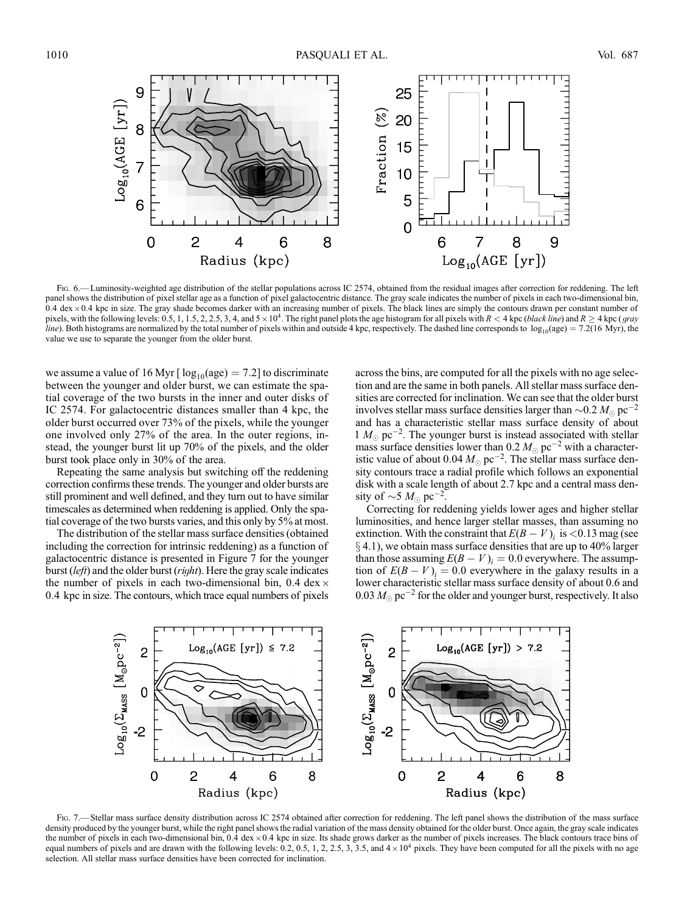Fig. 6.— Luminosity-weighted age distribution of the stellar populations across IC 2574, obtained from the residual images after correction for reddening. The left panel shows the distribution of pixel stellar age as a function of pixel galactocentric distance. The gray scale indicates the number of pixels in each two-dimensional bin, 0.4 dex × 0.4 kpc in size. The gray shade becomes darker with an increasing number of pixels. The black lines are simply the contours drawn per constant number of pixels, with the following levels: 0.5, 1, 1.5, 2, 2.5, 3, 4, and $5 \times 10^4$. The right panel plots the age histogram for all pixels with $R < 4$ kpc (*black line*) and $R \geq 4$ kpc (*gray line*). Both histograms are normalized by the total number of pixels within and outside 4 kpc, respectively. The dashed line corresponds to $\log_{10}(\text{age}) = 7.2$(16 Myr), the value we use to separate the younger from the older burst.

we assume a value of 16 Myr [$\log_{10}(\text{age}) = 7.2$] to discriminate between the younger and older burst, we can estimate the spatial coverage of the two bursts in the inner and outer disks of IC 2574. For galactocentric distances smaller than 4 kpc, the older burst occurred over 73% of the pixels, while the younger one involved only 27% of the area. In the outer regions, instead, the younger burst lit up 70% of the pixels, and the older burst took place only in 30% of the area.

Repeating the same analysis but switching off the reddening correction confirms these trends. The younger and older bursts are still prominent and well defined, and they turn out to have similar timescales as determined when reddening is applied. Only the spatial coverage of the two bursts varies, and this only by 5% at most.

The distribution of the stellar mass surface densities (obtained including the correction for intrinsic reddening) as a function of galactocentric distance is presented in Figure 7 for the younger burst (*left*) and the older burst (*right*). Here the gray scale indicates the number of pixels in each two-dimensional bin, 0.4 dex × 0.4 kpc in size. The contours, which trace equal numbers of pixels across the bins, are computed for all the pixels with no age selection and are the same in both panels. All stellar mass surface densities are corrected for inclination. We can see that the older burst involves stellar mass surface densities larger than $\sim 0.2\ M_\odot\ \text{pc}^{-2}$ and has a characteristic stellar mass surface density of about $1\ M_\odot\ \text{pc}^{-2}$. The younger burst is instead associated with stellar mass surface densities lower than $0.2\ M_\odot\ \text{pc}^{-2}$ with a characteristic value of about $0.04\ M_\odot\ \text{pc}^{-2}$. The stellar mass surface density contours trace a radial profile which follows an exponential disk with a scale length of about 2.7 kpc and a central mass density of $\sim 5\ M_\odot\ \text{pc}^{-2}$.

Correcting for reddening yields lower ages and higher stellar luminosities, and hence larger stellar masses, than assuming no extinction. With the constraint that $E(B-V)_i$ is $<0.13$ mag (see § 4.1), we obtain mass surface densities that are up to 40% larger than those assuming $E(B-V)_i = 0.0$ everywhere. The assumption of $E(B-V)_i = 0.0$ everywhere in the galaxy results in a lower characteristic stellar mass surface density of about 0.6 and $0.03\ M_\odot\ \text{pc}^{-2}$ for the older and younger burst, respectively. It also

Fig. 7.— Stellar mass surface density distribution across IC 2574 obtained after correction for reddening. The left panel shows the distribution of the mass surface density produced by the younger burst, while the right panel shows the radial variation of the mass density obtained for the older burst. Once again, the gray scale indicates the number of pixels in each two-dimensional bin, 0.4 dex × 0.4 kpc in size. Its shade grows darker as the number of pixels increases. The black contours trace bins of equal numbers of pixels and are drawn with the following levels: 0.2, 0.5, 1, 2, 2.5, 3, 3.5, and $4 \times 10^4$ pixels. They have been computed for all the pixels with no age selection. All stellar mass surface densities have been corrected for inclination.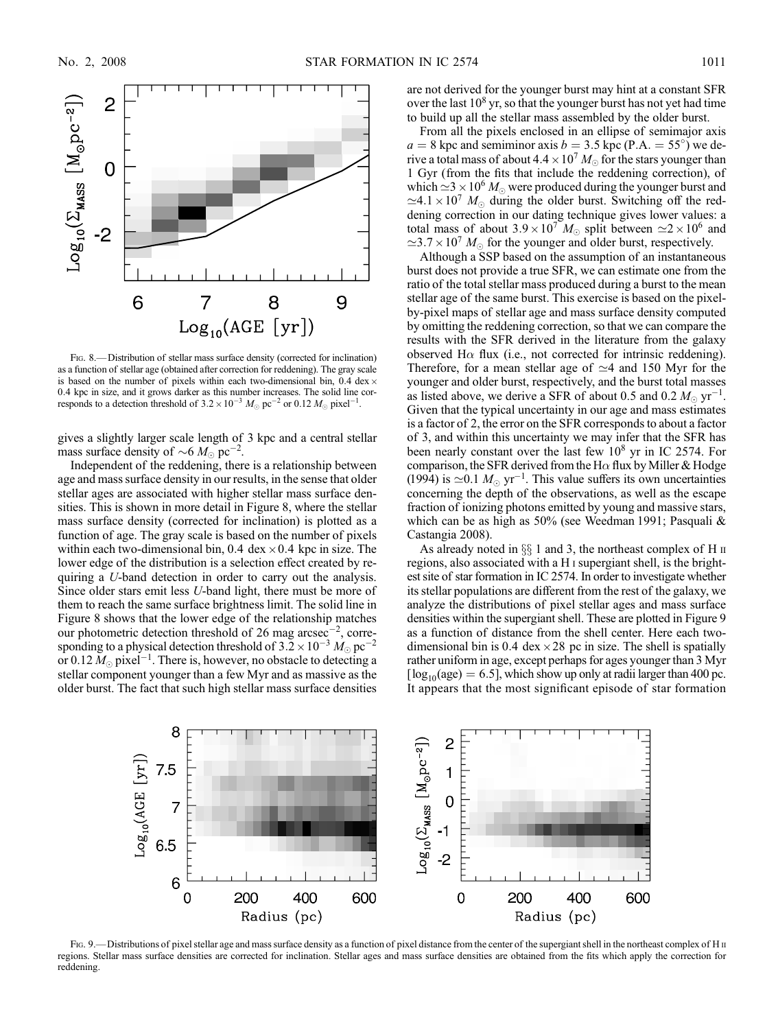Fig. 8.— Distribution of stellar mass surface density (corrected for inclination) as a function of stellar age (obtained after correction for reddening). The gray scale is based on the number of pixels within each two-dimensional bin, 0.4 dex × 0.4 kpc in size, and it grows darker as this number increases. The solid line corresponds to a detection threshold of $3.2 \times 10^{-3}\ M_{\odot}\ \mathrm{pc}^{-2}$ or $0.12\ M_{\odot}\ \mathrm{pixel}^{-1}$.

gives a slightly larger scale length of 3 kpc and a central stellar mass surface density of $\sim 6\ M_{\odot}\ \mathrm{pc}^{-2}$.

Independent of the reddening, there is a relationship between age and mass surface density in our results, in the sense that older stellar ages are associated with higher stellar mass surface densities. This is shown in more detail in Figure 8, where the stellar mass surface density (corrected for inclination) is plotted as a function of age. The gray scale is based on the number of pixels within each two-dimensional bin, 0.4 dex × 0.4 kpc in size. The lower edge of the distribution is a selection effect created by requiring a *U*-band detection in order to carry out the analysis. Since older stars emit less *U*-band light, there must be more of them to reach the same surface brightness limit. The solid line in Figure 8 shows that the lower edge of the relationship matches our photometric detection threshold of 26 mag arcsec$^{-2}$, corresponding to a physical detection threshold of $3.2 \times 10^{-3}\ M_{\odot}\ \mathrm{pc}^{-2}$ or $0.12\ M_{\odot}\ \mathrm{pixel}^{-1}$. There is, however, no obstacle to detecting a stellar component younger than a few Myr and as massive as the older burst. The fact that such high stellar mass surface densities are not derived for the younger burst may hint at a constant SFR over the last $10^{8}$ yr, so that the younger burst has not yet had time to build up all the stellar mass assembled by the older burst.

From all the pixels enclosed in an ellipse of semimajor axis $a = 8$ kpc and semiminor axis $b = 3.5$ kpc (P.A. = 55°) we derive a total mass of about $4.4 \times 10^{7}\ M_{\odot}$ for the stars younger than 1 Gyr (from the fits that include the reddening correction), of which $\simeq 3 \times 10^{6}\ M_{\odot}$ were produced during the younger burst and $\simeq 4.1 \times 10^{7}\ M_{\odot}$ during the older burst. Switching off the reddening correction in our dating technique gives lower values: a total mass of about $3.9 \times 10^{7}\ M_{\odot}$ split between $\simeq 2 \times 10^{6}$ and $\simeq 3.7 \times 10^{7}\ M_{\odot}$ for the younger and older burst, respectively.

Although a SSP based on the assumption of an instantaneous burst does not provide a true SFR, we can estimate one from the ratio of the total stellar mass produced during a burst to the mean stellar age of the same burst. This exercise is based on the pixel-by-pixel maps of stellar age and mass surface density computed by omitting the reddening correction, so that we can compare the results with the SFR derived in the literature from the galaxy observed H$\alpha$ flux (i.e., not corrected for intrinsic reddening). Therefore, for a mean stellar age of $\simeq 4$ and 150 Myr for the younger and older burst, respectively, and the burst total masses as listed above, we derive a SFR of about 0.5 and $0.2\ M_{\odot}\ \mathrm{yr}^{-1}$. Given that the typical uncertainty in our age and mass estimates is a factor of 2, the error on the SFR corresponds to about a factor of 3, and within this uncertainty we may infer that the SFR has been nearly constant over the last few $10^{8}$ yr in IC 2574. For comparison, the SFR derived from the H$\alpha$ flux by Miller & Hodge (1994) is $\simeq 0.1\ M_{\odot}\ \mathrm{yr}^{-1}$. This value suffers its own uncertainties concerning the depth of the observations, as well as the escape fraction of ionizing photons emitted by young and massive stars, which can be as high as 50% (see Weedman 1991; Pasquali & Castangia 2008).

As already noted in §§ 1 and 3, the northeast complex of H II regions, also associated with a H I supergiant shell, is the brightest site of star formation in IC 2574. In order to investigate whether its stellar populations are different from the rest of the galaxy, we analyze the distributions of pixel stellar ages and mass surface densities within the supergiant shell. These are plotted in Figure 9 as a function of distance from the shell center. Here each two-dimensional bin is 0.4 dex × 28 pc in size. The shell is spatially rather uniform in age, except perhaps for ages younger than 3 Myr [$\log_{10}(\mathrm{age}) = 6.5$], which show up only at radii larger than 400 pc. It appears that the most significant episode of star formation

Fig. 9.— Distributions of pixel stellar age and mass surface density as a function of pixel distance from the center of the supergiant shell in the northeast complex of H II regions. Stellar mass surface densities are corrected for inclination. Stellar ages and mass surface densities are obtained from the fits which apply the correction for reddening.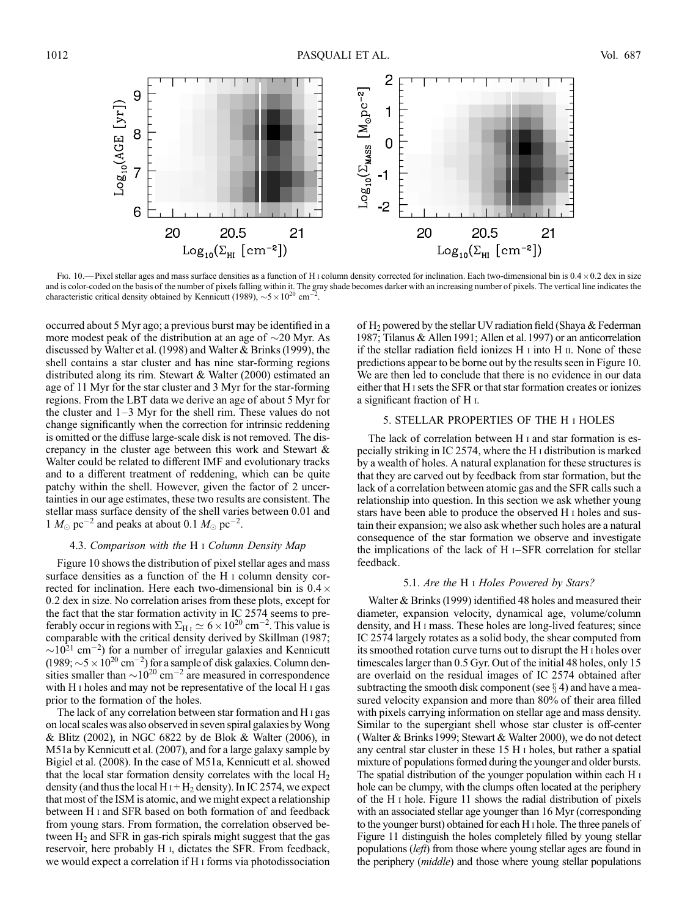Fig. 10.— Pixel stellar ages and mass surface densities as a function of H i column density corrected for inclination. Each two-dimensional bin is $0.4 \times 0.2$ dex in size and is color-coded on the basis of the number of pixels falling within it. The gray shade becomes darker with an increasing number of pixels. The vertical line indicates the characteristic critical density obtained by Kennicutt (1989), $\sim 5 \times 10^{20}$ cm$^{-2}$.

occurred about 5 Myr ago; a previous burst may be identified in a more modest peak of the distribution at an age of $\sim$20 Myr. As discussed by Walter et al. (1998) and Walter & Brinks (1999), the shell contains a star cluster and has nine star-forming regions distributed along its rim. Stewart & Walter (2000) estimated an age of 11 Myr for the star cluster and 3 Myr for the star-forming regions. From the LBT data we derive an age of about 5 Myr for the cluster and 1–3 Myr for the shell rim. These values do not change significantly when the correction for intrinsic reddening is omitted or the diffuse large-scale disk is not removed. The discrepancy in the cluster age between this work and Stewart & Walter could be related to different IMF and evolutionary tracks and to a different treatment of reddening, which can be quite patchy within the shell. However, given the factor of 2 uncertainties in our age estimates, these two results are consistent. The stellar mass surface density of the shell varies between 0.01 and 1 $M_\odot$ pc$^{-2}$ and peaks at about 0.1 $M_\odot$ pc$^{-2}$.

### 4.3. *Comparison with the* H i *Column Density Map*

Figure 10 shows the distribution of pixel stellar ages and mass surface densities as a function of the H i column density corrected for inclination. Here each two-dimensional bin is $0.4 \times 0.2$ dex in size. No correlation arises from these plots, except for the fact that the star formation activity in IC 2574 seems to preferably occur in regions with $\Sigma_{\rm H\,I} \simeq 6 \times 10^{20}$ cm$^{-2}$. This value is comparable with the critical density derived by Skillman (1987; $\sim 10^{21}$ cm$^{-2}$) for a number of irregular galaxies and Kennicutt (1989; $\sim 5 \times 10^{20}$ cm$^{-2}$) for a sample of disk galaxies. Column densities smaller than $\sim 10^{20}$ cm$^{-2}$ are measured in correspondence with H i holes and may not be representative of the local H i gas prior to the formation of the holes.

The lack of any correlation between star formation and H i gas on local scales was also observed in seven spiral galaxies by Wong & Blitz (2002), in NGC 6822 by de Blok & Walter (2006), in M51a by Kennicutt et al. (2007), and for a large galaxy sample by Bigiel et al. (2008). In the case of M51a, Kennicutt et al. showed that the local star formation density correlates with the local $H_2$ density (and thus the local H i + $H_2$ density). In IC 2574, we expect that most of the ISM is atomic, and we might expect a relationship between H i and SFR based on both formation of and feedback from young stars. From formation, the correlation observed between $H_2$ and SFR in gas-rich spirals might suggest that the gas reservoir, here probably H i, dictates the SFR. From feedback, we would expect a correlation if H i forms via photodissociation of $H_2$ powered by the stellar UV radiation field (Shaya & Federman 1987; Tilanus & Allen 1991; Allen et al. 1997) or an anticorrelation if the stellar radiation field ionizes H i into H ii. None of these predictions appear to be borne out by the results seen in Figure 10. We are then led to conclude that there is no evidence in our data either that H i sets the SFR or that star formation creates or ionizes a significant fraction of H i.

## 5. STELLAR PROPERTIES OF THE H i HOLES

The lack of correlation between H i and star formation is especially striking in IC 2574, where the H i distribution is marked by a wealth of holes. A natural explanation for these structures is that they are carved out by feedback from star formation, but the lack of a correlation between atomic gas and the SFR calls such a relationship into question. In this section we ask whether young stars have been able to produce the observed H i holes and sustain their expansion; we also ask whether such holes are a natural consequence of the star formation we observe and investigate the implications of the lack of H i–SFR correlation for stellar feedback.

### 5.1. *Are the* H i *Holes Powered by Stars?*

Walter & Brinks (1999) identified 48 holes and measured their diameter, expansion velocity, dynamical age, volume/column density, and H i mass. These holes are long-lived features; since IC 2574 largely rotates as a solid body, the shear computed from its smoothed rotation curve turns out to disrupt the H i holes over timescales larger than 0.5 Gyr. Out of the initial 48 holes, only 15 are overlaid on the residual images of IC 2574 obtained after subtracting the smooth disk component (see § 4) and have a measured velocity expansion and more than 80% of their area filled with pixels carrying information on stellar age and mass density. Similar to the supergiant shell whose star cluster is off-center (Walter & Brinks 1999; Stewart & Walter 2000), we do not detect any central star cluster in these 15 H i holes, but rather a spatial mixture of populations formed during the younger and older bursts. The spatial distribution of the younger population within each H i hole can be clumpy, with the clumps often located at the periphery of the H i hole. Figure 11 shows the radial distribution of pixels with an associated stellar age younger than 16 Myr (corresponding to the younger burst) obtained for each H i hole. The three panels of Figure 11 distinguish the holes completely filled by young stellar populations (*left*) from those where young stellar ages are found in the periphery (*middle*) and those where young stellar populations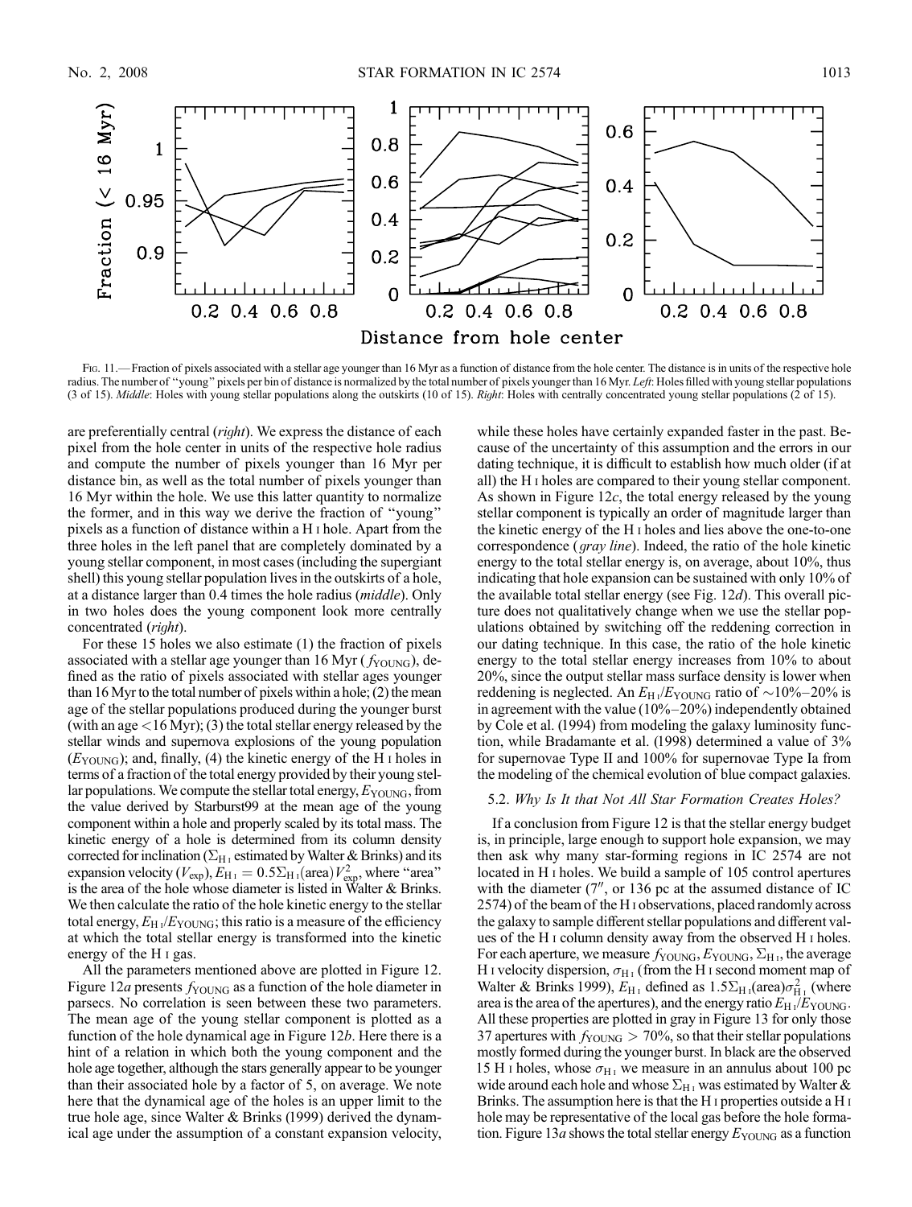Fig. 11.— Fraction of pixels associated with a stellar age younger than 16 Myr as a function of distance from the hole center. The distance is in units of the respective hole radius. The number of "young" pixels per bin of distance is normalized by the total number of pixels younger than 16 Myr. *Left*: Holes filled with young stellar populations (3 of 15). *Middle*: Holes with young stellar populations along the outskirts (10 of 15). *Right*: Holes with centrally concentrated young stellar populations (2 of 15).

are preferentially central (*right*). We express the distance of each pixel from the hole center in units of the respective hole radius and compute the number of pixels younger than 16 Myr per distance bin, as well as the total number of pixels younger than 16 Myr within the hole. We use this latter quantity to normalize the former, and in this way we derive the fraction of "young" pixels as a function of distance within a H I hole. Apart from the three holes in the left panel that are completely dominated by a young stellar component, in most cases (including the supergiant shell) this young stellar population lives in the outskirts of a hole, at a distance larger than 0.4 times the hole radius (*middle*). Only in two holes does the young component look more centrally concentrated (*right*).

For these 15 holes we also estimate (1) the fraction of pixels associated with a stellar age younger than 16 Myr ($f_{\rm YOUNG}$), defined as the ratio of pixels associated with stellar ages younger than 16 Myr to the total number of pixels within a hole; (2) the mean age of the stellar populations produced during the younger burst (with an age <16 Myr); (3) the total stellar energy released by the stellar winds and supernova explosions of the young population ($E_{\rm YOUNG}$); and, finally, (4) the kinetic energy of the H I holes in terms of a fraction of the total energy provided by their young stellar populations. We compute the stellar total energy, $E_{\rm YOUNG}$, from the value derived by Starburst99 at the mean age of the young component within a hole and properly scaled by its total mass. The kinetic energy of a hole is determined from its column density corrected for inclination ($\Sigma_{\rm H\,I}$ estimated by Walter & Brinks) and its expansion velocity ($V_{\rm exp}$), $E_{\rm H\,I} = 0.5\Sigma_{\rm H\,I}({\rm area})V_{\rm exp}^2$, where "area" is the area of the hole whose diameter is listed in Walter & Brinks. We then calculate the ratio of the hole kinetic energy to the stellar total energy, $E_{\rm H\,I}/E_{\rm YOUNG}$; this ratio is a measure of the efficiency at which the total stellar energy is transformed into the kinetic energy of the H I gas.

All the parameters mentioned above are plotted in Figure 12. Figure 12*a* presents $f_{\rm YOUNG}$ as a function of the hole diameter in parsecs. No correlation is seen between these two parameters. The mean age of the young stellar component is plotted as a function of the hole dynamical age in Figure 12*b*. Here there is a hint of a relation in which both the young component and the hole age together, although the stars generally appear to be younger than their associated hole by a factor of 5, on average. We note here that the dynamical age of the holes is an upper limit to the true hole age, since Walter & Brinks (1999) derived the dynamical age under the assumption of a constant expansion velocity, while these holes have certainly expanded faster in the past. Because of the uncertainty of this assumption and the errors in our dating technique, it is difficult to establish how much older (if at all) the H I holes are compared to their young stellar component. As shown in Figure 12*c*, the total energy released by the young stellar component is typically an order of magnitude larger than the kinetic energy of the H I holes and lies above the one-to-one correspondence (*gray line*). Indeed, the ratio of the hole kinetic energy to the total stellar energy is, on average, about 10%, thus indicating that hole expansion can be sustained with only 10% of the available total stellar energy (see Fig. 12*d*). This overall picture does not qualitatively change when we use the stellar populations obtained by switching off the reddening correction in our dating technique. In this case, the ratio of the hole kinetic energy to the total stellar energy increases from 10% to about 20%, since the output stellar mass surface density is lower when reddening is neglected. An $E_{\rm H\,I}/E_{\rm YOUNG}$ ratio of ~10%–20% is in agreement with the value (10%–20%) independently obtained by Cole et al. (1994) from modeling the galaxy luminosity function, while Bradamante et al. (1998) determined a value of 3% for supernovae Type II and 100% for supernovae Type Ia from the modeling of the chemical evolution of blue compact galaxies.

### 5.2. *Why Is It that Not All Star Formation Creates Holes?*

If a conclusion from Figure 12 is that the stellar energy budget is, in principle, large enough to support hole expansion, we may then ask why many star-forming regions in IC 2574 are not located in H I holes. We build a sample of 105 control apertures with the diameter (7″, or 136 pc at the assumed distance of IC 2574) of the beam of the H I observations, placed randomly across the galaxy to sample different stellar populations and different values of the H I column density away from the observed H I holes. For each aperture, we measure $f_{\rm YOUNG}$, $E_{\rm YOUNG}$, $\Sigma_{\rm H\,I}$, the average H I velocity dispersion, $\sigma_{\rm H\,I}$ (from the H I second moment map of Walter & Brinks 1999), $E_{\rm H\,I}$ defined as $1.5\Sigma_{\rm H\,I}({\rm area})\sigma_{\rm H\,I}^2$ (where area is the area of the apertures), and the energy ratio $E_{\rm H\,I}/E_{\rm YOUNG}$. All these properties are plotted in gray in Figure 13 for only those 37 apertures with $f_{\rm YOUNG} > 70\%$, so that their stellar populations mostly formed during the younger burst. In black are the observed 15 H I holes, whose $\sigma_{\rm H\,I}$ we measure in an annulus about 100 pc wide around each hole and whose $\Sigma_{\rm H\,I}$ was estimated by Walter & Brinks. The assumption here is that the H I properties outside a H I hole may be representative of the local gas before the hole formation. Figure 13*a* shows the total stellar energy $E_{\rm YOUNG}$ as a function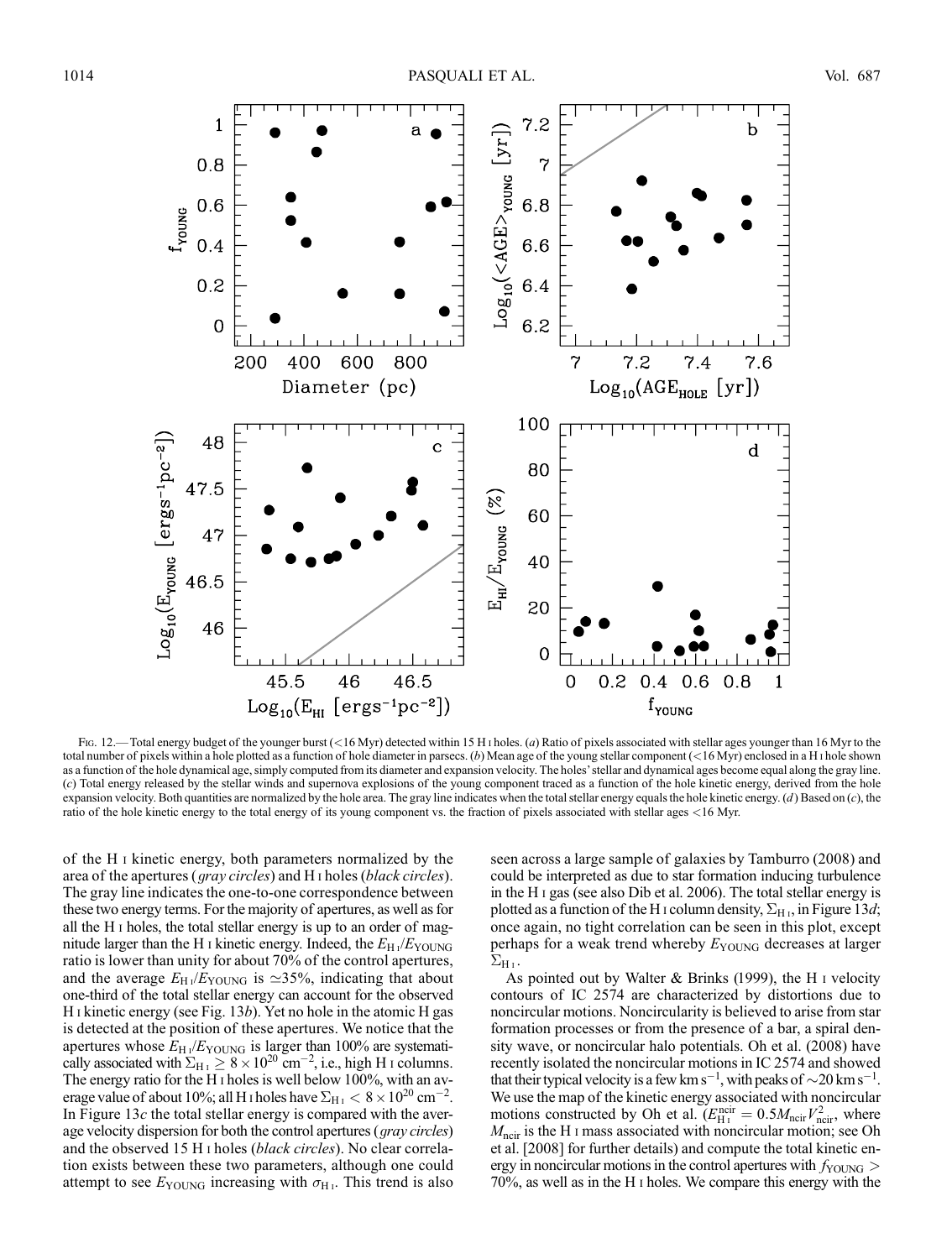Fig. 12.—Total energy budget of the younger burst (<16 Myr) detected within 15 H I holes. (*a*) Ratio of pixels associated with stellar ages younger than 16 Myr to the total number of pixels within a hole plotted as a function of hole diameter in parsecs. (*b*) Mean age of the young stellar component (<16 Myr) enclosed in a H I hole shown as a function of the hole dynamical age, simply computed from its diameter and expansion velocity. The holes' stellar and dynamical ages become equal along the gray line. (*c*) Total energy released by the stellar winds and supernova explosions of the young component traced as a function of the hole kinetic energy, derived from the hole expansion velocity. Both quantities are normalized by the hole area. The gray line indicates when the total stellar energy equals the hole kinetic energy. (*d*) Based on (*c*), the ratio of the hole kinetic energy to the total energy of its young component vs. the fraction of pixels associated with stellar ages <16 Myr.

of the H I kinetic energy, both parameters normalized by the area of the apertures (*gray circles*) and H I holes (*black circles*). The gray line indicates the one-to-one correspondence between these two energy terms. For the majority of apertures, as well as for all the H I holes, the total stellar energy is up to an order of magnitude larger than the H I kinetic energy. Indeed, the $E_{\rm H\,I}/E_{\rm YOUNG}$ ratio is lower than unity for about 70% of the control apertures, and the average $E_{\rm H\,I}/E_{\rm YOUNG}$ is $\simeq$35%, indicating that about one-third of the total stellar energy can account for the observed H I kinetic energy (see Fig. 13*b*). Yet no hole in the atomic H gas is detected at the position of these apertures. We notice that the apertures whose $E_{\rm H\,I}/E_{\rm YOUNG}$ is larger than 100% are systematically associated with $\Sigma_{\rm H\,I} \geq 8 \times 10^{20}$ cm$^{-2}$, i.e., high H I columns. The energy ratio for the H I holes is well below 100%, with an average value of about 10%; all H I holes have $\Sigma_{\rm H\,I} < 8 \times 10^{20}$ cm$^{-2}$. In Figure 13*c* the total stellar energy is compared with the average velocity dispersion for both the control apertures (*gray circles*) and the observed 15 H I holes (*black circles*). No clear correlation exists between these two parameters, although one could attempt to see $E_{\rm YOUNG}$ increasing with $\sigma_{\rm H\,I}$. This trend is also seen across a large sample of galaxies by Tamburro (2008) and could be interpreted as due to star formation inducing turbulence in the H I gas (see also Dib et al. 2006). The total stellar energy is plotted as a function of the H I column density, $\Sigma_{\rm H\,I}$, in Figure 13*d*; once again, no tight correlation can be seen in this plot, except perhaps for a weak trend whereby $E_{\rm YOUNG}$ decreases at larger $\Sigma_{\rm H\,I}$.

As pointed out by Walter & Brinks (1999), the H I velocity contours of IC 2574 are characterized by distortions due to noncircular motions. Noncircularity is believed to arise from star formation processes or from the presence of a bar, a spiral density wave, or noncircular halo potentials. Oh et al. (2008) have recently isolated the noncircular motions in IC 2574 and showed that their typical velocity is a few km s$^{-1}$, with peaks of $\sim$20 km s$^{-1}$. We use the map of the kinetic energy associated with noncircular motions constructed by Oh et al. ($E^{\rm ncir}_{\rm H\,I} = 0.5 M_{\rm ncir} V^2_{\rm ncir}$, where $M_{\rm ncir}$ is the H I mass associated with noncircular motion; see Oh et al. [2008] for further details) and compute the total kinetic energy in noncircular motions in the control apertures with $f_{\rm YOUNG} >$ 70%, as well as in the H I holes. We compare this energy with the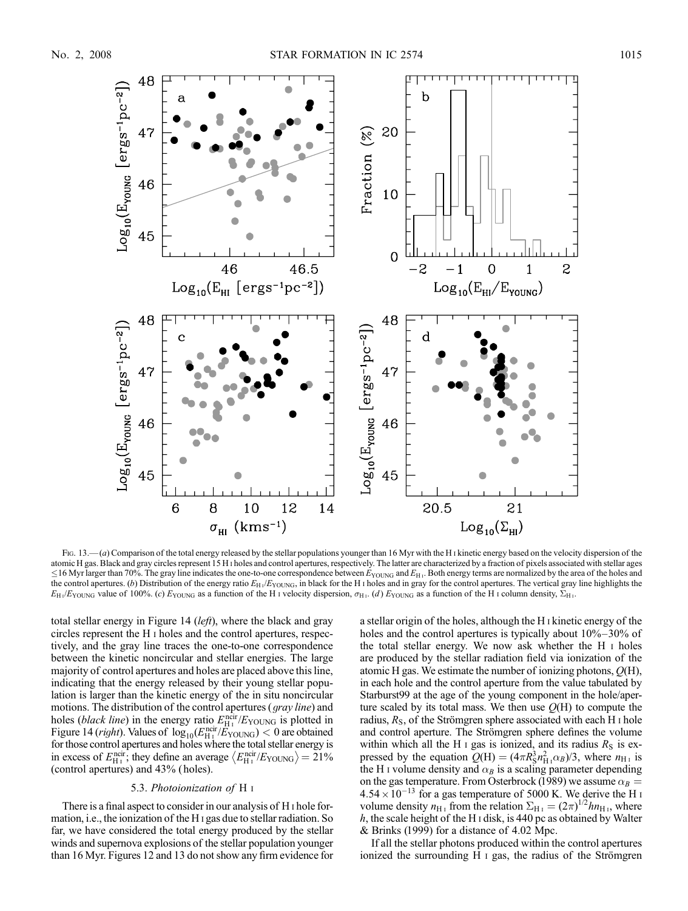Fig. 13.—(*a*) Comparison of the total energy released by the stellar populations younger than 16 Myr with the H I kinetic energy based on the velocity dispersion of the atomic H gas. Black and gray circles represent 15 H I holes and control apertures, respectively. The latter are characterized by a fraction of pixels associated with stellar ages ≤16 Myr larger than 70%. The gray line indicates the one-to-one correspondence between $E_{\rm YOUNG}$ and $E_{\rm H\,I}$. Both energy terms are normalized by the area of the holes and the control apertures. (*b*) Distribution of the energy ratio $E_{\rm H\,I}/E_{\rm YOUNG}$, in black for the H I holes and in gray for the control apertures. The vertical gray line highlights the $E_{\rm H\,I}/E_{\rm YOUNG}$ value of 100%. (*c*) $E_{\rm YOUNG}$ as a function of the H I velocity dispersion, $\sigma_{\rm H\,I}$. (*d*) $E_{\rm YOUNG}$ as a function of the H I column density, $\Sigma_{\rm H\,I}$.

total stellar energy in Figure 14 (*left*), where the black and gray circles represent the H I holes and the control apertures, respectively, and the gray line traces the one-to-one correspondence between the kinetic noncircular and stellar energies. The large majority of control apertures and holes are placed above this line, indicating that the energy released by their young stellar population is larger than the kinetic energy of the in situ noncircular motions. The distribution of the control apertures (*gray line*) and holes (*black line*) in the energy ratio $E^{\rm ncir}_{\rm H\,I}/E_{\rm YOUNG}$ is plotted in Figure 14 (*right*). Values of $\log_{10}(E^{\rm ncir}_{\rm H\,I}/E_{\rm YOUNG}) < 0$ are obtained for those control apertures and holes where the total stellar energy is in excess of $E^{\rm ncir}_{\rm H\,I}$; they define an average $\langle E^{\rm ncir}_{\rm H\,I}/E_{\rm YOUNG}\rangle = 21\%$ (control apertures) and 43% (holes).

### 5.3. *Photoionization of* H I

There is a final aspect to consider in our analysis of H I hole formation, i.e., the ionization of the H I gas due to stellar radiation. So far, we have considered the total energy produced by the stellar winds and supernova explosions of the stellar population younger than 16 Myr. Figures 12 and 13 do not show any firm evidence for a stellar origin of the holes, although the H I kinetic energy of the holes and the control apertures is typically about 10%–30% of the total stellar energy. We now ask whether the H I holes are produced by the stellar radiation field via ionization of the atomic H gas. We estimate the number of ionizing photons, $Q$(H), in each hole and the control aperture from the value tabulated by Starburst99 at the age of the young component in the hole/aperture scaled by its total mass. We then use $Q$(H) to compute the radius, $R_{\rm S}$, of the Strömgren sphere associated with each H I hole and control aperture. The Strömgren sphere defines the volume within which all the H I gas is ionized, and its radius $R_{\rm S}$ is expressed by the equation $Q({\rm H}) = (4\pi R_{\rm S}^3 n_{\rm H\,I}^2 \alpha_B)/3$, where $n_{\rm H\,I}$ is the H I volume density and $\alpha_B$ is a scaling parameter depending on the gas temperature. From Osterbrock (1989) we assume $\alpha_B = 4.54 \times 10^{-13}$ for a gas temperature of 5000 K. We derive the H I volume density $n_{\rm H\,I}$ from the relation $\Sigma_{\rm H\,I} = (2\pi)^{1/2} h n_{\rm H\,I}$, where $h$, the scale height of the H I disk, is 440 pc as obtained by Walter & Brinks (1999) for a distance of 4.02 Mpc.

If all the stellar photons produced within the control apertures ionized the surrounding H I gas, the radius of the Strömgren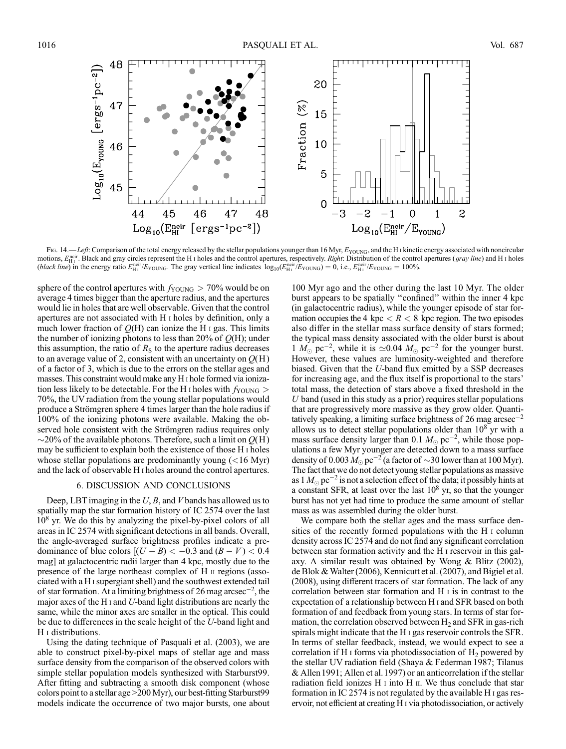Fig. 14.—*Left*: Comparison of the total energy released by the stellar populations younger than 16 Myr, $E_{YOUNG}$, and the H I kinetic energy associated with noncircular motions, $E_{H I}^{ncir}$. Black and gray circles represent the H I holes and the control apertures, respectively. *Right*: Distribution of the control apertures (*gray line*) and H I holes (*black line*) in the energy ratio $E_{H I}^{ncir}/E_{YOUNG}$. The gray vertical line indicates $\log_{10}(E_{H I}^{ncir}/E_{YOUNG}) = 0$, i.e., $E_{H I}^{ncir}/E_{YOUNG} = 100\%$.

sphere of the control apertures with $f_{YOUNG} > 70\%$ would be on average 4 times bigger than the aperture radius, and the apertures would lie in holes that are well observable. Given that the control apertures are not associated with H I holes by definition, only a much lower fraction of $Q$(H) can ionize the H I gas. This limits the number of ionizing photons to less than 20% of $Q$(H); under this assumption, the ratio of $R_S$ to the aperture radius decreases to an average value of 2, consistent with an uncertainty on $Q$(H) of a factor of 3, which is due to the errors on the stellar ages and masses. This constraint would make any H I hole formed via ionization less likely to be detectable. For the H I holes with $f_{YOUNG} > 70\%$, the UV radiation from the young stellar populations would produce a Strömgren sphere 4 times larger than the hole radius if 100% of the ionizing photons were available. Making the observed hole consistent with the Strömgren radius requires only ~20% of the available photons. Therefore, such a limit on $Q$(H) may be sufficient to explain both the existence of those H I holes whose stellar populations are predominantly young (<16 Myr) and the lack of observable H I holes around the control apertures.

## 6. DISCUSSION AND CONCLUSIONS

Deep, LBT imaging in the $U$, $B$, and $V$ bands has allowed us to spatially map the star formation history of IC 2574 over the last $10^8$ yr. We do this by analyzing the pixel-by-pixel colors of all areas in IC 2574 with significant detections in all bands. Overall, the angle-averaged surface brightness profiles indicate a predominance of blue colors [$(U - B) < -0.3$ and $(B - V) < 0.4$ mag] at galactocentric radii larger than 4 kpc, mostly due to the presence of the large northeast complex of H II regions (associated with a H I supergiant shell) and the southwest extended tail of star formation. At a limiting brightness of 26 mag arcsec$^{-2}$, the major axes of the H I and $U$-band light distributions are nearly the same, while the minor axes are smaller in the optical. This could be due to differences in the scale height of the $U$-band light and H I distributions.

Using the dating technique of Pasquali et al. (2003), we are able to construct pixel-by-pixel maps of stellar age and mass surface density from the comparison of the observed colors with simple stellar population models synthesized with Starburst99. After fitting and subtracting a smooth disk component (whose colors point to a stellar age >200 Myr), our best-fitting Starburst99 models indicate the occurrence of two major bursts, one about 100 Myr ago and the other during the last 10 Myr. The older burst appears to be spatially "confined" within the inner 4 kpc (in galactocentric radius), while the younger episode of star formation occupies the 4 kpc $< R <$ 8 kpc region. The two episodes also differ in the stellar mass surface density of stars formed; the typical mass density associated with the older burst is about 1 $M_\odot$ pc$^{-2}$, while it is $\simeq$0.04 $M_\odot$ pc$^{-2}$ for the younger burst. However, these values are luminosity-weighted and therefore biased. Given that the $U$-band flux emitted by a SSP decreases for increasing age, and the flux itself is proportional to the stars' total mass, the detection of stars above a fixed threshold in the $U$ band (used in this study as a prior) requires stellar populations that are progressively more massive as they grow older. Quantitatively speaking, a limiting surface brightness of 26 mag arcsec$^{-2}$ allows us to detect stellar populations older than $10^8$ yr with a mass surface density larger than 0.1 $M_\odot$ pc$^{-2}$, while those populations a few Myr younger are detected down to a mass surface density of 0.003 $M_\odot$ pc$^{-2}$ (a factor of ~30 lower than at 100 Myr). The fact that we do not detect young stellar populations as massive as 1 $M_\odot$ pc$^{-2}$ is not a selection effect of the data; it possibly hints at a constant SFR, at least over the last $10^8$ yr, so that the younger burst has not yet had time to produce the same amount of stellar mass as was assembled during the older burst.

We compare both the stellar ages and the mass surface densities of the recently formed populations with the H I column density across IC 2574 and do not find any significant correlation between star formation activity and the H I reservoir in this galaxy. A similar result was obtained by Wong & Blitz (2002), de Blok & Walter (2006), Kennicutt et al. (2007), and Bigiel et al. (2008), using different tracers of star formation. The lack of any correlation between star formation and H I is in contrast to the expectation of a relationship between H I and SFR based on both formation of and feedback from young stars. In terms of star formation, the correlation observed between $H_2$ and SFR in gas-rich spirals might indicate that the H I gas reservoir controls the SFR. In terms of stellar feedback, instead, we would expect to see a correlation if H I forms via photodissociation of $H_2$ powered by the stellar UV radiation field (Shaya & Federman 1987; Tilanus & Allen 1991; Allen et al. 1997) or an anticorrelation if the stellar radiation field ionizes H I into H II. We thus conclude that star formation in IC 2574 is not regulated by the available H I gas reservoir, not efficient at creating H I via photodissociation, or actively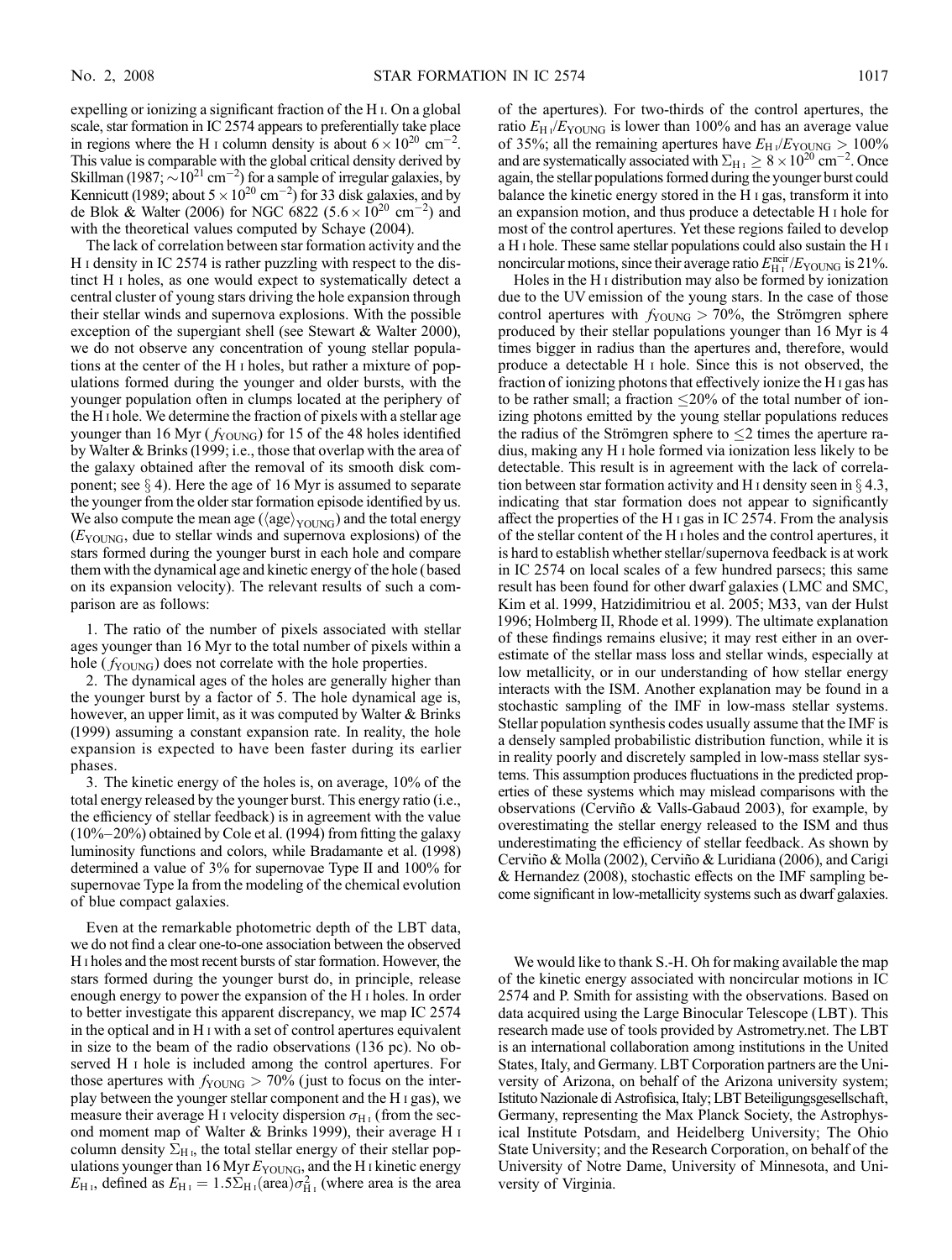expelling or ionizing a significant fraction of the H I. On a global scale, star formation in IC 2574 appears to preferentially take place in regions where the H I column density is about $6 \times 10^{20}$ cm$^{-2}$. This value is comparable with the global critical density derived by Skillman (1987; $\sim 10^{21}$ cm$^{-2}$) for a sample of irregular galaxies, by Kennicutt (1989; about $5 \times 10^{20}$ cm$^{-2}$) for 33 disk galaxies, and by de Blok & Walter (2006) for NGC 6822 ($5.6 \times 10^{20}$ cm$^{-2}$) and with the theoretical values computed by Schaye (2004).

The lack of correlation between star formation activity and the H I density in IC 2574 is rather puzzling with respect to the distinct H I holes, as one would expect to systematically detect a central cluster of young stars driving the hole expansion through their stellar winds and supernova explosions. With the possible exception of the supergiant shell (see Stewart & Walter 2000), we do not observe any concentration of young stellar populations at the center of the H I holes, but rather a mixture of populations formed during the younger and older bursts, with the younger population often in clumps located at the periphery of the H I hole. We determine the fraction of pixels with a stellar age younger than 16 Myr ($f_{\rm YOUNG}$) for 15 of the 48 holes identified by Walter & Brinks (1999; i.e., those that overlap with the area of the galaxy obtained after the removal of its smooth disk component; see § 4). Here the age of 16 Myr is assumed to separate the younger from the older star formation episode identified by us. We also compute the mean age ($\langle {\rm age} \rangle_{\rm YOUNG}$) and the total energy ($E_{\rm YOUNG}$, due to stellar winds and supernova explosions) of the stars formed during the younger burst in each hole and compare them with the dynamical age and kinetic energy of the hole (based on its expansion velocity). The relevant results of such a comparison are as follows:

1. The ratio of the number of pixels associated with stellar ages younger than 16 Myr to the total number of pixels within a hole ($f_{\rm YOUNG}$) does not correlate with the hole properties.

2. The dynamical ages of the holes are generally higher than the younger burst by a factor of 5. The hole dynamical age is, however, an upper limit, as it was computed by Walter & Brinks (1999) assuming a constant expansion rate. In reality, the hole expansion is expected to have been faster during its earlier phases.

3. The kinetic energy of the holes is, on average, 10% of the total energy released by the younger burst. This energy ratio (i.e., the efficiency of stellar feedback) is in agreement with the value (10%–20%) obtained by Cole et al. (1994) from fitting the galaxy luminosity functions and colors, while Bradamante et al. (1998) determined a value of 3% for supernovae Type II and 100% for supernovae Type Ia from the modeling of the chemical evolution of blue compact galaxies.

Even at the remarkable photometric depth of the LBT data, we do not find a clear one-to-one association between the observed H I holes and the most recent bursts of star formation. However, the stars formed during the younger burst do, in principle, release enough energy to power the expansion of the H I holes. In order to better investigate this apparent discrepancy, we map IC 2574 in the optical and in H I with a set of control apertures equivalent in size to the beam of the radio observations (136 pc). No observed H I hole is included among the control apertures. For those apertures with $f_{\rm YOUNG} > 70\%$ (just to focus on the interplay between the younger stellar component and the H I gas), we measure their average H I velocity dispersion $\sigma_{\rm H\,I}$ (from the second moment map of Walter & Brinks 1999), their average H I column density $\Sigma_{\rm H\,I}$, the total stellar energy of their stellar populations younger than 16 Myr $E_{\rm YOUNG}$, and the H I kinetic energy $E_{\rm H\,I}$, defined as $E_{\rm H\,I} = 1.5\Sigma_{\rm H\,I}({\rm area})\sigma_{\rm H\,I}^2$ (where area is the area of the apertures). For two-thirds of the control apertures, the ratio $E_{\rm H\,I}/E_{\rm YOUNG}$ is lower than 100% and has an average value of 35%; all the remaining apertures have $E_{\rm H\,I}/E_{\rm YOUNG} > 100\%$ and are systematically associated with $\Sigma_{\rm H\,I} \geq 8 \times 10^{20}$ cm$^{-2}$. Once again, the stellar populations formed during the younger burst could balance the kinetic energy stored in the H I gas, transform it into an expansion motion, and thus produce a detectable H I hole for most of the control apertures. Yet these regions failed to develop a H I hole. These same stellar populations could also sustain the H I noncircular motions, since their average ratio $E_{\rm H\,I}^{\rm ncir}/E_{\rm YOUNG}$ is 21%.

Holes in the H I distribution may also be formed by ionization due to the UV emission of the young stars. In the case of those control apertures with $f_{\rm YOUNG} > 70\%$, the Strömgren sphere produced by their stellar populations younger than 16 Myr is 4 times bigger in radius than the apertures and, therefore, would produce a detectable H I hole. Since this is not observed, the fraction of ionizing photons that effectively ionize the H I gas has to be rather small; a fraction $\leq$20% of the total number of ionizing photons emitted by the young stellar populations reduces the radius of the Strömgren sphere to $\leq$2 times the aperture radius, making any H I hole formed via ionization less likely to be detectable. This result is in agreement with the lack of correlation between star formation activity and H I density seen in § 4.3, indicating that star formation does not appear to significantly affect the properties of the H I gas in IC 2574. From the analysis of the stellar content of the H I holes and the control apertures, it is hard to establish whether stellar/supernova feedback is at work in IC 2574 on local scales of a few hundred parsecs; this same result has been found for other dwarf galaxies (LMC and SMC, Kim et al. 1999, Hatzidimitriou et al. 2005; M33, van der Hulst 1996; Holmberg II, Rhode et al. 1999). The ultimate explanation of these findings remains elusive; it may rest either in an overestimate of the stellar mass loss and stellar winds, especially at low metallicity, or in our understanding of how stellar energy interacts with the ISM. Another explanation may be found in a stochastic sampling of the IMF in low-mass stellar systems. Stellar population synthesis codes usually assume that the IMF is a densely sampled probabilistic distribution function, while it is in reality poorly and discretely sampled in low-mass stellar systems. This assumption produces fluctuations in the predicted properties of these systems which may mislead comparisons with the observations (Cerviño & Valls-Gabaud 2003), for example, by overestimating the stellar energy released to the ISM and thus underestimating the efficiency of stellar feedback. As shown by Cerviño & Molla (2002), Cerviño & Luridiana (2006), and Carigi & Hernandez (2008), stochastic effects on the IMF sampling become significant in low-metallicity systems such as dwarf galaxies.

We would like to thank S.-H. Oh for making available the map of the kinetic energy associated with noncircular motions in IC 2574 and P. Smith for assisting with the observations. Based on data acquired using the Large Binocular Telescope (LBT). This research made use of tools provided by Astrometry.net. The LBT is an international collaboration among institutions in the United States, Italy, and Germany. LBT Corporation partners are the University of Arizona, on behalf of the Arizona university system; Istituto Nazionale di Astrofisica, Italy; LBT Beteiligungsgesellschaft, Germany, representing the Max Planck Society, the Astrophysical Institute Potsdam, and Heidelberg University; The Ohio State University; and the Research Corporation, on behalf of the University of Notre Dame, University of Minnesota, and University of Virginia.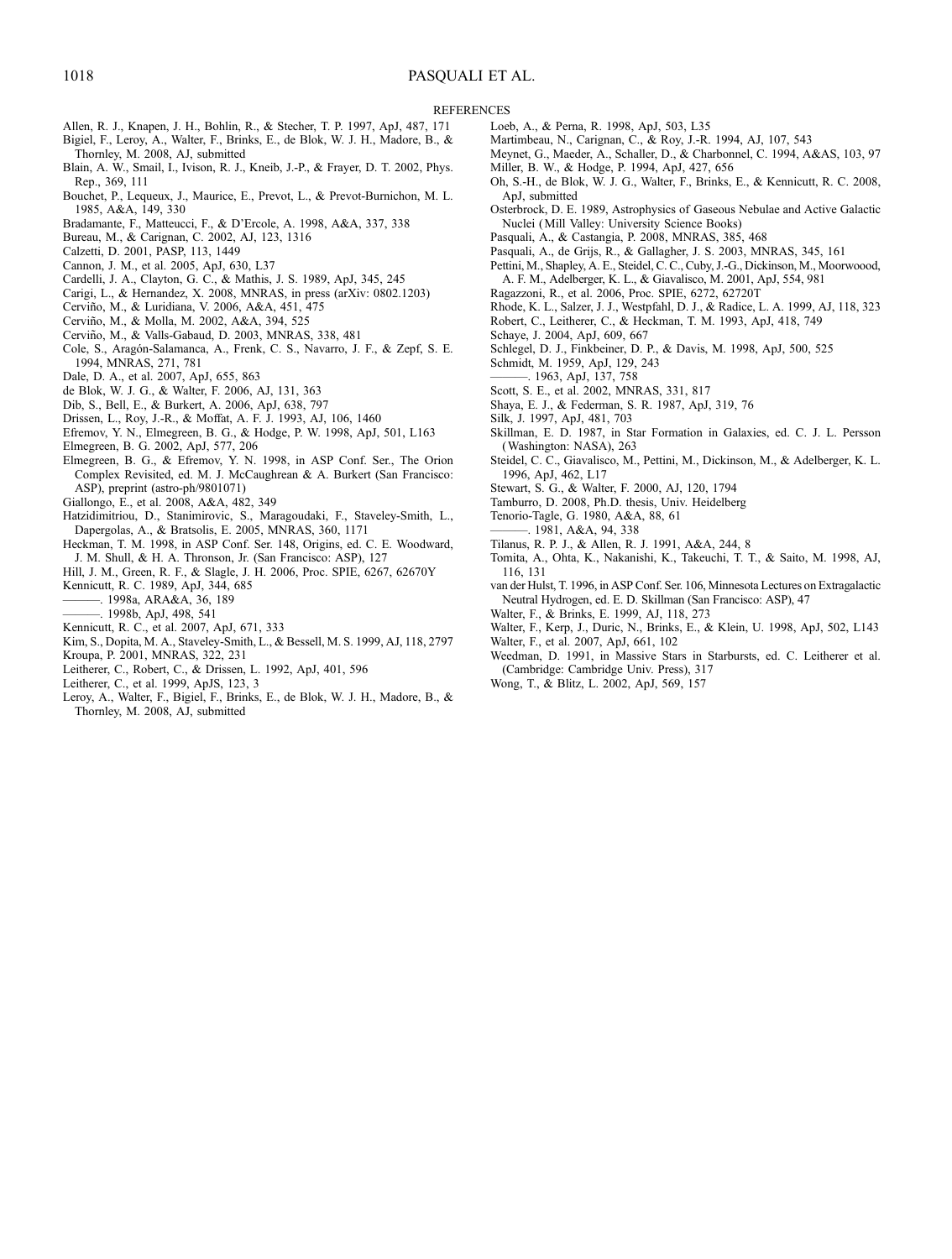## REFERENCES

Allen, R. J., Knapen, J. H., Bohlin, R., & Stecher, T. P. 1997, ApJ, 487, 171

Bigiel, F., Leroy, A., Walter, F., Brinks, E., de Blok, W. J. H., Madore, B., & Thornley, M. 2008, AJ, submitted

Blain, A. W., Smail, I., Ivison, R. J., Kneib, J.-P., & Frayer, D. T. 2002, Phys. Rep., 369, 111

Bouchet, P., Lequeux, J., Maurice, E., Prevot, L., & Prevot-Burnichon, M. L. 1985, A&A, 149, 330

Bradamante, F., Matteucci, F., & D'Ercole, A. 1998, A&A, 337, 338

Bureau, M., & Carignan, C. 2002, AJ, 123, 1316

Calzetti, D. 2001, PASP, 113, 1449

Cannon, J. M., et al. 2005, ApJ, 630, L37

Cardelli, J. A., Clayton, G. C., & Mathis, J. S. 1989, ApJ, 345, 245

Carigi, L., & Hernandez, X. 2008, MNRAS, in press (arXiv: 0802.1203)

Cerviño, M., & Luridiana, V. 2006, A&A, 451, 475

Cerviño, M., & Molla, M. 2002, A&A, 394, 525

Cerviño, M., & Valls-Gabaud, D. 2003, MNRAS, 338, 481

Cole, S., Aragón-Salamanca, A., Frenk, C. S., Navarro, J. F., & Zepf, S. E. 1994, MNRAS, 271, 781

Dale, D. A., et al. 2007, ApJ, 655, 863

de Blok, W. J. G., & Walter, F. 2006, AJ, 131, 363

Dib, S., Bell, E., & Burkert, A. 2006, ApJ, 638, 797

Drissen, L., Roy, J.-R., & Moffat, A. F. J. 1993, AJ, 106, 1460

Efremov, Y. N., Elmegreen, B. G., & Hodge, P. W. 1998, ApJ, 501, L163

Elmegreen, B. G. 2002, ApJ, 577, 206

Elmegreen, B. G., & Efremov, Y. N. 1998, in ASP Conf. Ser., The Orion Complex Revisited, ed. M. J. McCaughrean & A. Burkert (San Francisco: ASP), preprint (astro-ph/9801071)

Giallongo, E., et al. 2008, A&A, 482, 349

Hatzidimitriou, D., Stanimirovic, S., Maragoudaki, F., Staveley-Smith, L., Dapergolas, A., & Bratsolis, E. 2005, MNRAS, 360, 1171

Heckman, T. M. 1998, in ASP Conf. Ser. 148, Origins, ed. C. E. Woodward, J. M. Shull, & H. A. Thronson, Jr. (San Francisco: ASP), 127

Hill, J. M., Green, R. F., & Slagle, J. H. 2006, Proc. SPIE, 6267, 62670Y

Kennicutt, R. C. 1989, ApJ, 344, 685

———. 1998a, ARA&A, 36, 189

———. 1998b, ApJ, 498, 541

Kennicutt, R. C., et al. 2007, ApJ, 671, 333

Kim, S., Dopita, M. A., Staveley-Smith, L., & Bessell, M. S. 1999, AJ, 118, 2797

Kroupa, P. 2001, MNRAS, 322, 231

Leitherer, C., Robert, C., & Drissen, L. 1992, ApJ, 401, 596

Leitherer, C., et al. 1999, ApJS, 123, 3

Leroy, A., Walter, F., Bigiel, F., Brinks, E., de Blok, W. J. H., Madore, B., & Thornley, M. 2008, AJ, submitted

Loeb, A., & Perna, R. 1998, ApJ, 503, L35

Martimbeau, N., Carignan, C., & Roy, J.-R. 1994, AJ, 107, 543

Meynet, G., Maeder, A., Schaller, D., & Charbonnel, C. 1994, A&AS, 103, 97

Miller, B. W., & Hodge, P. 1994, ApJ, 427, 656

Oh, S.-H., de Blok, W. J. G., Walter, F., Brinks, E., & Kennicutt, R. C. 2008, ApJ, submitted

Osterbrock, D. E. 1989, Astrophysics of Gaseous Nebulae and Active Galactic Nuclei (Mill Valley: University Science Books)

Pasquali, A., & Castangia, P. 2008, MNRAS, 385, 468

Pasquali, A., de Grijs, R., & Gallagher, J. S. 2003, MNRAS, 345, 161

Pettini, M., Shapley, A. E., Steidel, C. C., Cuby, J.-G., Dickinson, M., Moorwoood, A. F. M., Adelberger, K. L., & Giavalisco, M. 2001, ApJ, 554, 981

Ragazzoni, R., et al. 2006, Proc. SPIE, 6272, 62720T

Rhode, K. L., Salzer, J. J., Westpfahl, D. J., & Radice, L. A. 1999, AJ, 118, 323

Robert, C., Leitherer, C., & Heckman, T. M. 1993, ApJ, 418, 749

Schaye, J. 2004, ApJ, 609, 667

Schlegel, D. J., Finkbeiner, D. P., & Davis, M. 1998, ApJ, 500, 525

Schmidt, M. 1959, ApJ, 129, 243

———. 1963, ApJ, 137, 758

Scott, S. E., et al. 2002, MNRAS, 331, 817

Shaya, E. J., & Federman, S. R. 1987, ApJ, 319, 76

Silk, J. 1997, ApJ, 481, 703

Skillman, E. D. 1987, in Star Formation in Galaxies, ed. C. J. L. Persson (Washington: NASA), 263

Steidel, C. C., Giavalisco, M., Pettini, M., Dickinson, M., & Adelberger, K. L. 1996, ApJ, 462, L17

Stewart, S. G., & Walter, F. 2000, AJ, 120, 1794

Tamburro, D. 2008, Ph.D. thesis, Univ. Heidelberg

Tenorio-Tagle, G. 1980, A&A, 88, 61

———. 1981, A&A, 94, 338

Tilanus, R. P. J., & Allen, R. J. 1991, A&A, 244, 8

Tomita, A., Ohta, K., Nakanishi, K., Takeuchi, T. T., & Saito, M. 1998, AJ, 116, 131

van der Hulst, T. 1996, in ASP Conf. Ser. 106, Minnesota Lectures on Extragalactic Neutral Hydrogen, ed. E. D. Skillman (San Francisco: ASP), 47

Walter, F., & Brinks, E. 1999, AJ, 118, 273

Walter, F., Kerp, J., Duric, N., Brinks, E., & Klein, U. 1998, ApJ, 502, L143

Walter, F., et al. 2007, ApJ, 661, 102

Weedman, D. 1991, in Massive Stars in Starbursts, ed. C. Leitherer et al. (Cambridge: Cambridge Univ. Press), 317

Wong, T., & Blitz, L. 2002, ApJ, 569, 157